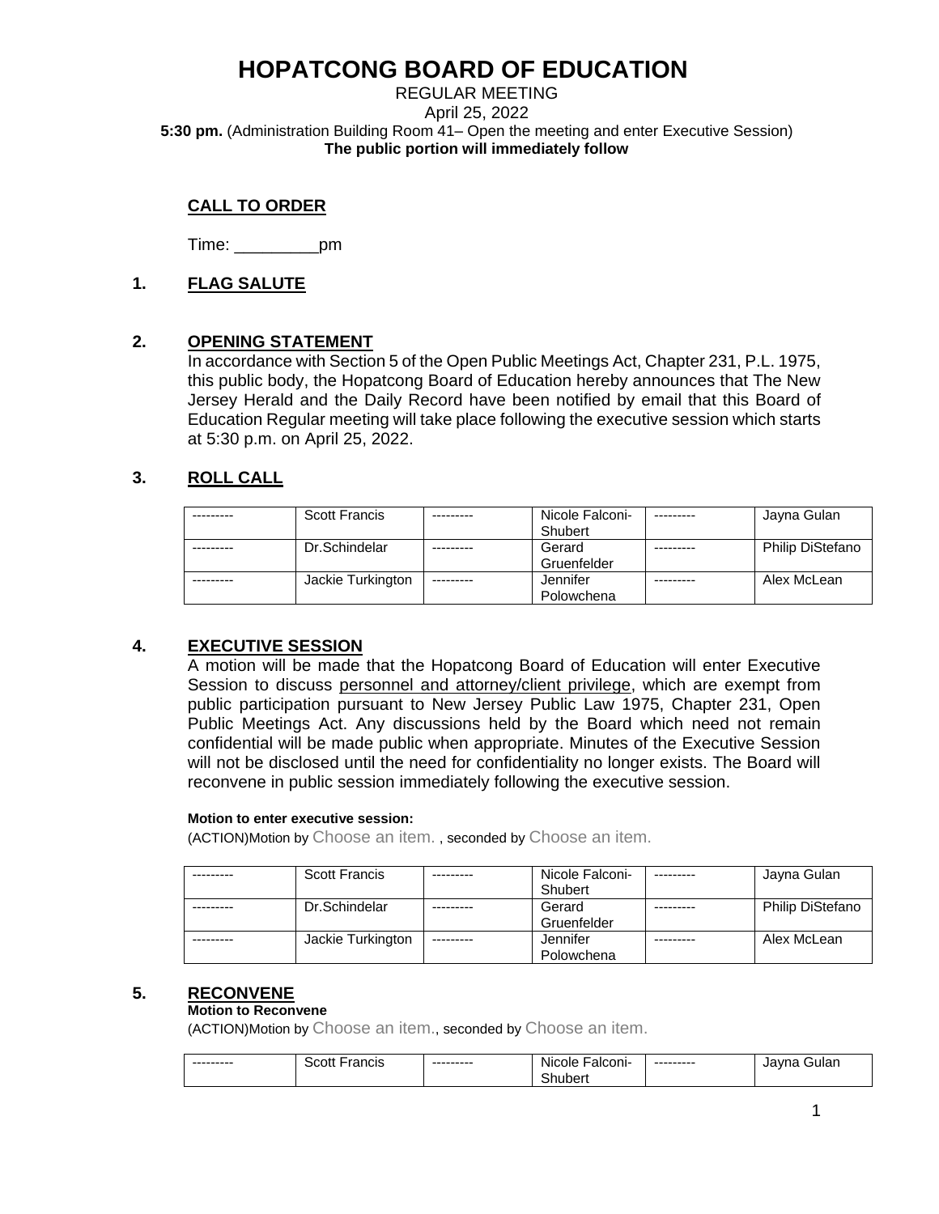# HOPATCONG BOARD OF EDUCATION

REGULAR MEETING
April 25, 2022
**5:30 pm.** (Administration Building Room 41– Open the meeting and enter Executive Session)
**The public portion will immediately follow**

## CALL TO ORDER

Time: _________pm

## 1. FLAG SALUTE

## 2. OPENING STATEMENT

In accordance with Section 5 of the Open Public Meetings Act, Chapter 231, P.L. 1975, this public body, the Hopatcong Board of Education hereby announces that The New Jersey Herald and the Daily Record have been notified by email that this Board of Education Regular meeting will take place following the executive session which starts at 5:30 p.m. on April 25, 2022.

## 3. ROLL CALL

| | | | | | |
|---|---|---|---|---|---|
| --------- | Scott Francis | --------- | Nicole Falconi-Shubert | --------- | Jayna Gulan |
| --------- | Dr.Schindelar | --------- | Gerard Gruenfelder | --------- | Philip DiStefano |
| --------- | Jackie Turkington | --------- | Jennifer Polowchena | --------- | Alex McLean |

## 4. EXECUTIVE SESSION

A motion will be made that the Hopatcong Board of Education will enter Executive Session to discuss personnel and attorney/client privilege, which are exempt from public participation pursuant to New Jersey Public Law 1975, Chapter 231, Open Public Meetings Act. Any discussions held by the Board which need not remain confidential will be made public when appropriate. Minutes of the Executive Session will not be disclosed until the need for confidentiality no longer exists. The Board will reconvene in public session immediately following the executive session.

**Motion to enter executive session:**

(ACTION)Motion by Choose an item. , seconded by Choose an item.

| | | | | | |
|---|---|---|---|---|---|
| --------- | Scott Francis | --------- | Nicole Falconi-Shubert | --------- | Jayna Gulan |
| --------- | Dr.Schindelar | --------- | Gerard Gruenfelder | --------- | Philip DiStefano |
| --------- | Jackie Turkington | --------- | Jennifer Polowchena | --------- | Alex McLean |

## 5. RECONVENE

**Motion to Reconvene**

(ACTION)Motion by Choose an item., seconded by Choose an item.

| | | | | | |
|---|---|---|---|---|---|
| --------- | Scott Francis | --------- | Nicole Falconi-Shubert | --------- | Jayna Gulan |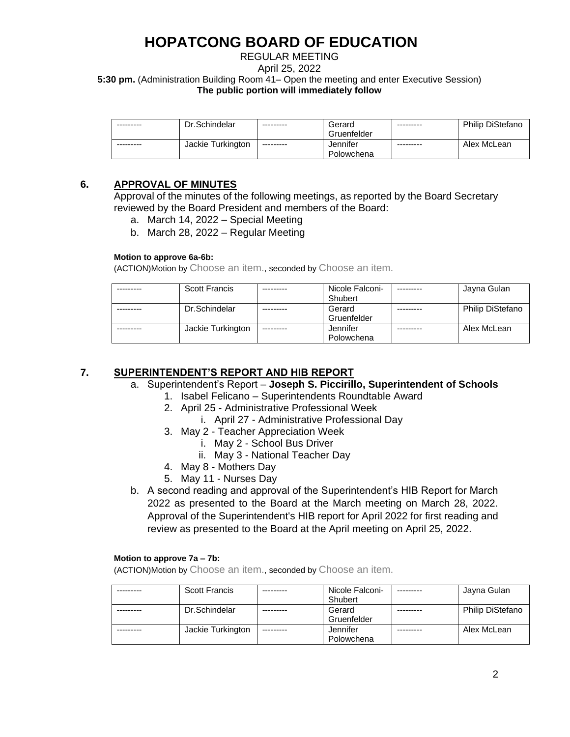# HOPATCONG BOARD OF EDUCATION

REGULAR MEETING

April 25, 2022

**5:30 pm.** (Administration Building Room 41– Open the meeting and enter Executive Session)

**The public portion will immediately follow**

| | | | | | |
|---|---|---|---|---|---|
| --------- | Dr.Schindelar | --------- | Gerard Gruenfelder | --------- | Philip DiStefano |
| --------- | Jackie Turkington | --------- | Jennifer Polowchena | --------- | Alex McLean |

## 6. APPROVAL OF MINUTES

Approval of the minutes of the following meetings, as reported by the Board Secretary reviewed by the Board President and members of the Board:

a. March 14, 2022 – Special Meeting
b. March 28, 2022 – Regular Meeting

**Motion to approve 6a-6b:**

(ACTION)Motion by Choose an item., seconded by Choose an item.

| | | | | | |
|---|---|---|---|---|---|
| --------- | Scott Francis | --------- | Nicole Falconi-Shubert | --------- | Jayna Gulan |
| --------- | Dr.Schindelar | --------- | Gerard Gruenfelder | --------- | Philip DiStefano |
| --------- | Jackie Turkington | --------- | Jennifer Polowchena | --------- | Alex McLean |

## 7. SUPERINTENDENT'S REPORT AND HIB REPORT

a. Superintendent's Report – **Joseph S. Piccirillo, Superintendent of Schools**
   1. Isabel Felicano – Superintendents Roundtable Award
   2. April 25 - Administrative Professional Week
      i. April 27 - Administrative Professional Day
   3. May 2 - Teacher Appreciation Week
      i. May 2 - School Bus Driver
      ii. May 3 - National Teacher Day
   4. May 8 - Mothers Day
   5. May 11 - Nurses Day

b. A second reading and approval of the Superintendent's HIB Report for March 2022 as presented to the Board at the March meeting on March 28, 2022. Approval of the Superintendent's HIB report for April 2022 for first reading and review as presented to the Board at the April meeting on April 25, 2022.

**Motion to approve 7a – 7b:**

(ACTION)Motion by Choose an item., seconded by Choose an item.

| | | | | | |
|---|---|---|---|---|---|
| --------- | Scott Francis | --------- | Nicole Falconi-Shubert | --------- | Jayna Gulan |
| --------- | Dr.Schindelar | --------- | Gerard Gruenfelder | --------- | Philip DiStefano |
| --------- | Jackie Turkington | --------- | Jennifer Polowchena | --------- | Alex McLean |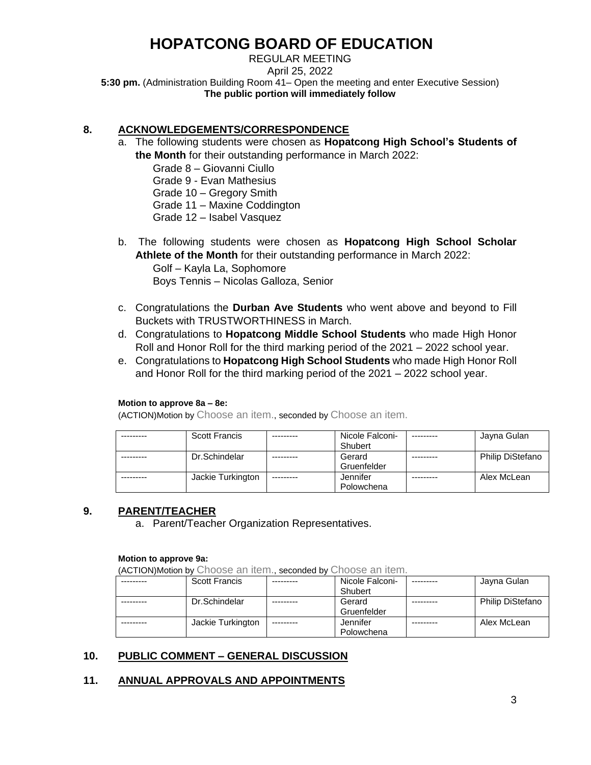# HOPATCONG BOARD OF EDUCATION

REGULAR MEETING

April 25, 2022

**5:30 pm.** (Administration Building Room 41– Open the meeting and enter Executive Session)

**The public portion will immediately follow**

## 8. ACKNOWLEDGEMENTS/CORRESPONDENCE

a. The following students were chosen as **Hopatcong High School's Students of the Month** for their outstanding performance in March 2022:

Grade 8 – Giovanni Ciullo
Grade 9 - Evan Mathesius
Grade 10 – Gregory Smith
Grade 11 – Maxine Coddington
Grade 12 – Isabel Vasquez

b. The following students were chosen as **Hopatcong High School Scholar Athlete of the Month** for their outstanding performance in March 2022:

Golf – Kayla La, Sophomore
Boys Tennis – Nicolas Galloza, Senior

c. Congratulations the **Durban Ave Students** who went above and beyond to Fill Buckets with TRUSTWORTHINESS in March.

d. Congratulations to **Hopatcong Middle School Students** who made High Honor Roll and Honor Roll for the third marking period of the 2021 – 2022 school year.

e. Congratulations to **Hopatcong High School Students** who made High Honor Roll and Honor Roll for the third marking period of the 2021 – 2022 school year.

**Motion to approve 8a – 8e:**

(ACTION)Motion by Choose an item., seconded by Choose an item.

| --------- | Scott Francis | --------- | Nicole Falconi-Shubert | --------- | Jayna Gulan |
|---|---|---|---|---|---|
| --------- | Dr.Schindelar | --------- | Gerard Gruenfelder | --------- | Philip DiStefano |
| --------- | Jackie Turkington | --------- | Jennifer Polowchena | --------- | Alex McLean |

## 9. PARENT/TEACHER

a. Parent/Teacher Organization Representatives.

**Motion to approve 9a:**

(ACTION)Motion by Choose an item., seconded by Choose an item.

| --------- | Scott Francis | --------- | Nicole Falconi-Shubert | --------- | Jayna Gulan |
|---|---|---|---|---|---|
| --------- | Dr.Schindelar | --------- | Gerard Gruenfelder | --------- | Philip DiStefano |
| --------- | Jackie Turkington | --------- | Jennifer Polowchena | --------- | Alex McLean |

## 10. PUBLIC COMMENT – GENERAL DISCUSSION

## 11. ANNUAL APPROVALS AND APPOINTMENTS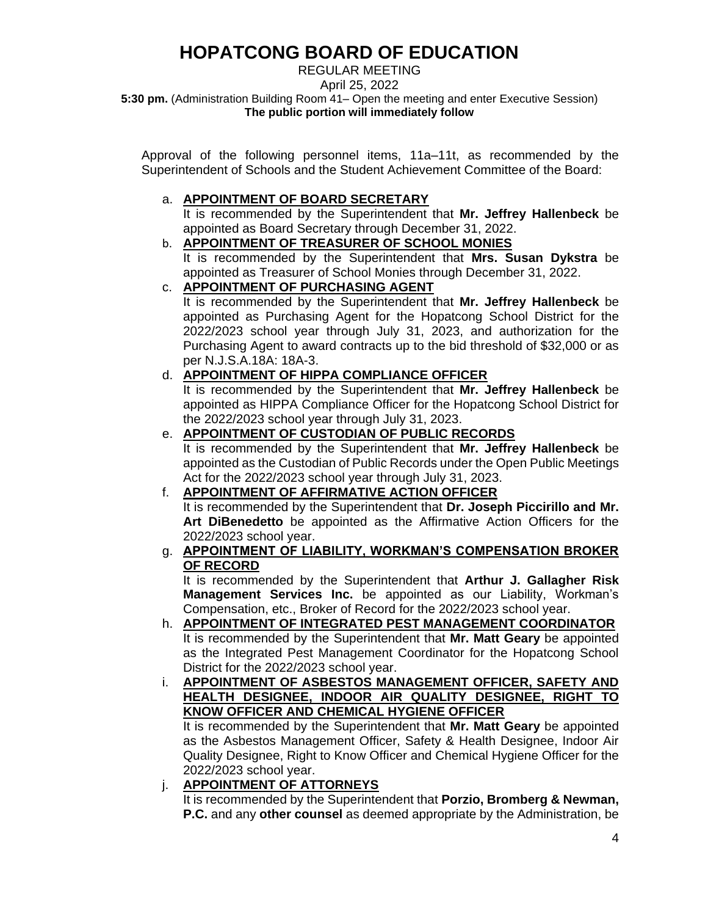# HOPATCONG BOARD OF EDUCATION

REGULAR MEETING
April 25, 2022
**5:30 pm.** (Administration Building Room 41– Open the meeting and enter Executive Session)
**The public portion will immediately follow**

Approval of the following personnel items, 11a–11t, as recommended by the Superintendent of Schools and the Student Achievement Committee of the Board:

a. **APPOINTMENT OF BOARD SECRETARY**
It is recommended by the Superintendent that **Mr. Jeffrey Hallenbeck** be appointed as Board Secretary through December 31, 2022.

b. **APPOINTMENT OF TREASURER OF SCHOOL MONIES**
It is recommended by the Superintendent that **Mrs. Susan Dykstra** be appointed as Treasurer of School Monies through December 31, 2022.

c. **APPOINTMENT OF PURCHASING AGENT**
It is recommended by the Superintendent that **Mr. Jeffrey Hallenbeck** be appointed as Purchasing Agent for the Hopatcong School District for the 2022/2023 school year through July 31, 2023, and authorization for the Purchasing Agent to award contracts up to the bid threshold of $32,000 or as per N.J.S.A.18A: 18A-3.

d. **APPOINTMENT OF HIPPA COMPLIANCE OFFICER**
It is recommended by the Superintendent that **Mr. Jeffrey Hallenbeck** be appointed as HIPPA Compliance Officer for the Hopatcong School District for the 2022/2023 school year through July 31, 2023.

e. **APPOINTMENT OF CUSTODIAN OF PUBLIC RECORDS**
It is recommended by the Superintendent that **Mr. Jeffrey Hallenbeck** be appointed as the Custodian of Public Records under the Open Public Meetings Act for the 2022/2023 school year through July 31, 2023.

f. **APPOINTMENT OF AFFIRMATIVE ACTION OFFICER**
It is recommended by the Superintendent that **Dr. Joseph Piccirillo and Mr. Art DiBenedetto** be appointed as the Affirmative Action Officers for the 2022/2023 school year.

g. **APPOINTMENT OF LIABILITY, WORKMAN'S COMPENSATION BROKER OF RECORD**
It is recommended by the Superintendent that **Arthur J. Gallagher Risk Management Services Inc.** be appointed as our Liability, Workman's Compensation, etc., Broker of Record for the 2022/2023 school year.

h. **APPOINTMENT OF INTEGRATED PEST MANAGEMENT COORDINATOR**
It is recommended by the Superintendent that **Mr. Matt Geary** be appointed as the Integrated Pest Management Coordinator for the Hopatcong School District for the 2022/2023 school year.

i. **APPOINTMENT OF ASBESTOS MANAGEMENT OFFICER, SAFETY AND HEALTH DESIGNEE, INDOOR AIR QUALITY DESIGNEE, RIGHT TO KNOW OFFICER AND CHEMICAL HYGIENE OFFICER**
It is recommended by the Superintendent that **Mr. Matt Geary** be appointed as the Asbestos Management Officer, Safety & Health Designee, Indoor Air Quality Designee, Right to Know Officer and Chemical Hygiene Officer for the 2022/2023 school year.

j. **APPOINTMENT OF ATTORNEYS**
It is recommended by the Superintendent that **Porzio, Bromberg & Newman, P.C.** and any **other counsel** as deemed appropriate by the Administration, be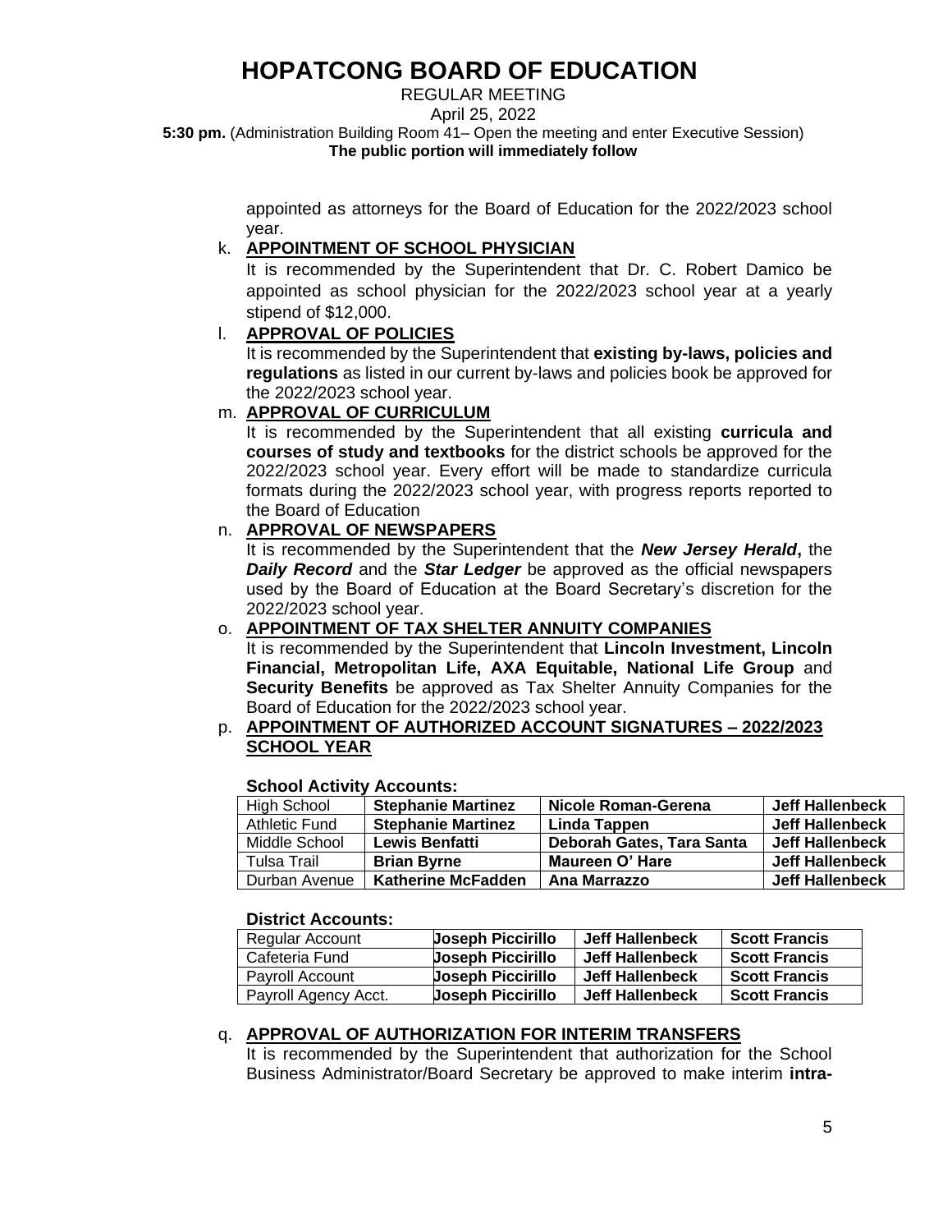appointed as attorneys for the Board of Education for the 2022/2023 school year.

k. **APPOINTMENT OF SCHOOL PHYSICIAN**

It is recommended by the Superintendent that Dr. C. Robert Damico be appointed as school physician for the 2022/2023 school year at a yearly stipend of $12,000.

l. **APPROVAL OF POLICIES**

It is recommended by the Superintendent that **existing by-laws, policies and regulations** as listed in our current by-laws and policies book be approved for the 2022/2023 school year.

m. **APPROVAL OF CURRICULUM**

It is recommended by the Superintendent that all existing **curricula and courses of study and textbooks** for the district schools be approved for the 2022/2023 school year. Every effort will be made to standardize curricula formats during the 2022/2023 school year, with progress reports reported to the Board of Education

n. **APPROVAL OF NEWSPAPERS**

It is recommended by the Superintendent that the ***New Jersey Herald***, the ***Daily Record*** and the ***Star Ledger*** be approved as the official newspapers used by the Board of Education at the Board Secretary's discretion for the 2022/2023 school year.

o. **APPOINTMENT OF TAX SHELTER ANNUITY COMPANIES**

It is recommended by the Superintendent that **Lincoln Investment, Lincoln Financial, Metropolitan Life, AXA Equitable, National Life Group** and **Security Benefits** be approved as Tax Shelter Annuity Companies for the Board of Education for the 2022/2023 school year.

p. **APPOINTMENT OF AUTHORIZED ACCOUNT SIGNATURES – 2022/2023 SCHOOL YEAR**

**School Activity Accounts:**

| | | | |
|---|---|---|---|
| High School | **Stephanie Martinez** | **Nicole Roman-Gerena** | **Jeff Hallenbeck** |
| Athletic Fund | **Stephanie Martinez** | **Linda Tappen** | **Jeff Hallenbeck** |
| Middle School | **Lewis Benfatti** | **Deborah Gates, Tara Santa** | **Jeff Hallenbeck** |
| Tulsa Trail | **Brian Byrne** | **Maureen O' Hare** | **Jeff Hallenbeck** |
| Durban Avenue | **Katherine McFadden** | **Ana Marrazzo** | **Jeff Hallenbeck** |

**District Accounts:**

| | | | |
|---|---|---|---|
| Regular Account | **Joseph Piccirillo** | **Jeff Hallenbeck** | **Scott Francis** |
| Cafeteria Fund | **Joseph Piccirillo** | **Jeff Hallenbeck** | **Scott Francis** |
| Payroll Account | **Joseph Piccirillo** | **Jeff Hallenbeck** | **Scott Francis** |
| Payroll Agency Acct. | **Joseph Piccirillo** | **Jeff Hallenbeck** | **Scott Francis** |

q. **APPROVAL OF AUTHORIZATION FOR INTERIM TRANSFERS**

It is recommended by the Superintendent that authorization for the School Business Administrator/Board Secretary be approved to make interim **intra-**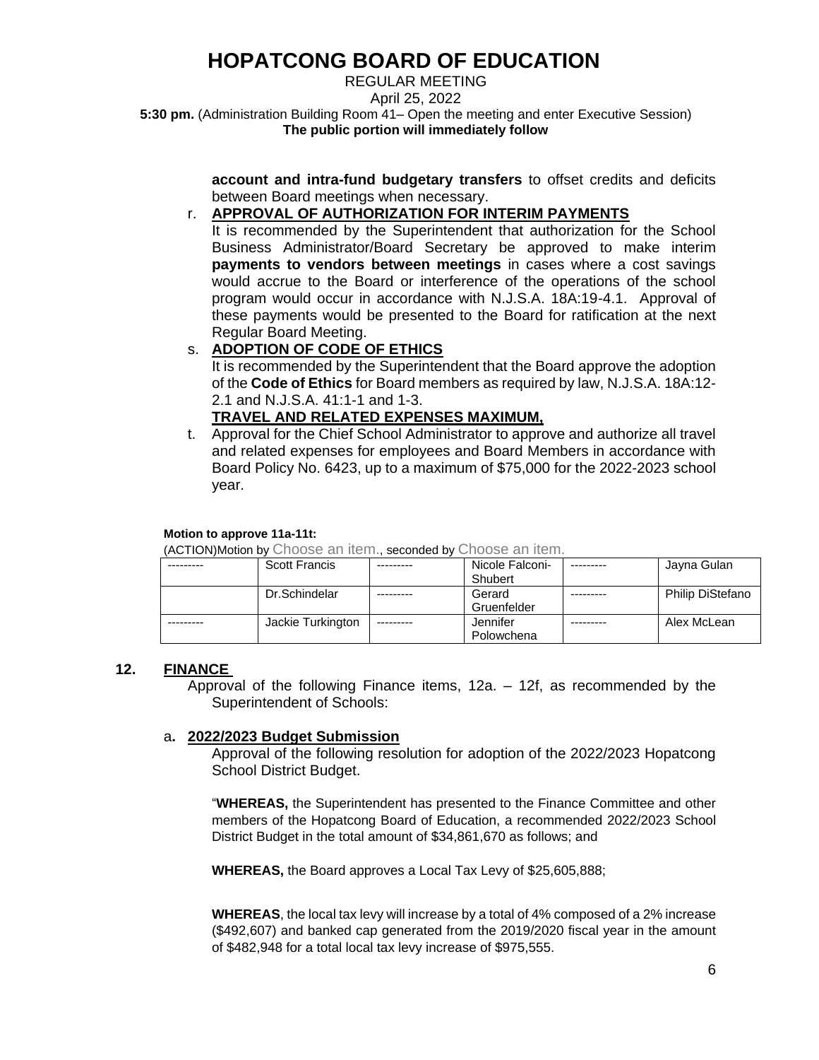**account and intra-fund budgetary transfers** to offset credits and deficits between Board meetings when necessary.

r. **APPROVAL OF AUTHORIZATION FOR INTERIM PAYMENTS**
   It is recommended by the Superintendent that authorization for the School Business Administrator/Board Secretary be approved to make interim **payments to vendors between meetings** in cases where a cost savings would accrue to the Board or interference of the operations of the school program would occur in accordance with N.J.S.A. 18A:19-4.1. Approval of these payments would be presented to the Board for ratification at the next Regular Board Meeting.

s. **ADOPTION OF CODE OF ETHICS**
   It is recommended by the Superintendent that the Board approve the adoption of the **Code of Ethics** for Board members as required by law, N.J.S.A. 18A:12-2.1 and N.J.S.A. 41:1-1 and 1-3.

   **TRAVEL AND RELATED EXPENSES MAXIMUM,**

t. Approval for the Chief School Administrator to approve and authorize all travel and related expenses for employees and Board Members in accordance with Board Policy No. 6423, up to a maximum of $75,000 for the 2022-2023 school year.

**Motion to approve 11a-11t:**

(ACTION)Motion by Choose an item., seconded by Choose an item.

| | | | | | |
|---|---|---|---|---|---|
| --------- | Scott Francis | --------- | Nicole Falconi-Shubert | --------- | Jayna Gulan |
| | Dr.Schindelar | --------- | Gerard Gruenfelder | --------- | Philip DiStefano |
| --------- | Jackie Turkington | --------- | Jennifer Polowchena | --------- | Alex McLean |

**12. FINANCE**

Approval of the following Finance items, 12a. – 12f, as recommended by the Superintendent of Schools:

a. **2022/2023 Budget Submission**

Approval of the following resolution for adoption of the 2022/2023 Hopatcong School District Budget.

"**WHEREAS,** the Superintendent has presented to the Finance Committee and other members of the Hopatcong Board of Education, a recommended 2022/2023 School District Budget in the total amount of $34,861,670 as follows; and

**WHEREAS,** the Board approves a Local Tax Levy of $25,605,888;

**WHEREAS**, the local tax levy will increase by a total of 4% composed of a 2% increase ($492,607) and banked cap generated from the 2019/2020 fiscal year in the amount of $482,948 for a total local tax levy increase of $975,555.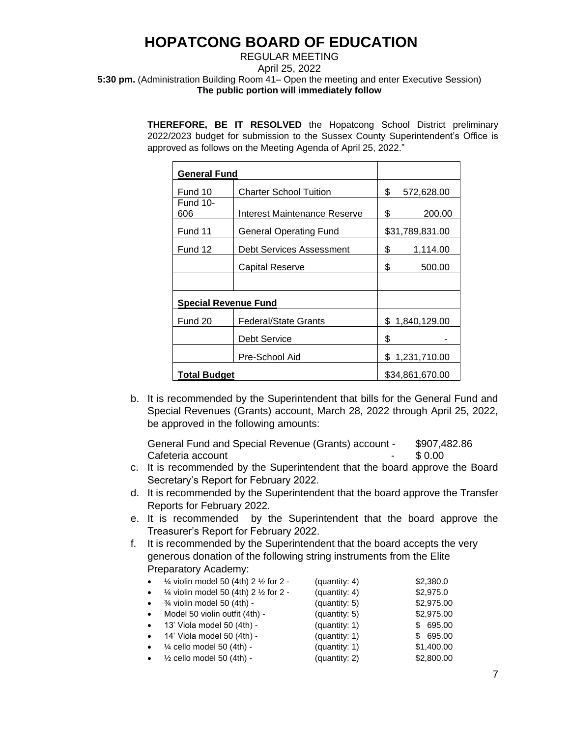# HOPATCONG BOARD OF EDUCATION

REGULAR MEETING

April 25, 2022

**5:30 pm.** (Administration Building Room 41– Open the meeting and enter Executive Session)

**The public portion will immediately follow**

**THEREFORE, BE IT RESOLVED** the Hopatcong School District preliminary 2022/2023 budget for submission to the Sussex County Superintendent's Office is approved as follows on the Meeting Agenda of April 25, 2022."

| | | |
|---|---|---|
| **General Fund** | | |
| Fund 10 | Charter School Tuition | $ 572,628.00 |
| Fund 10-606 | Interest Maintenance Reserve | $ 200.00 |
| Fund 11 | General Operating Fund | $31,789,831.00 |
| Fund 12 | Debt Services Assessment | $ 1,114.00 |
| | Capital Reserve | $ 500.00 |
| | | |
| **Special Revenue Fund** | | |
| Fund 20 | Federal/State Grants | $ 1,840,129.00 |
| | Debt Service | $ - |
| | Pre-School Aid | $ 1,231,710.00 |
| **Total Budget** | | $34,861,670.00 |

b. It is recommended by the Superintendent that bills for the General Fund and Special Revenues (Grants) account, March 28, 2022 through April 25, 2022, be approved in the following amounts:

General Fund and Special Revenue (Grants) account - $907,482.86
Cafeteria account - $ 0.00

c. It is recommended by the Superintendent that the board approve the Board Secretary's Report for February 2022.

d. It is recommended by the Superintendent that the board approve the Transfer Reports for February 2022.

e. It is recommended by the Superintendent that the board approve the Treasurer's Report for February 2022.

f. It is recommended by the Superintendent that the board accepts the very generous donation of the following string instruments from the Elite Preparatory Academy:

- ¼ violin model 50 (4th) 2 ½ for 2 - (quantity: 4) $2,380.0
- ¼ violin model 50 (4th) 2 ½ for 2 - (quantity: 4) $2,975.0
- ¾ violin model 50 (4th) - (quantity: 5) $2,975.00
- Model 50 violin outfit (4th) - (quantity: 5) $2,975.00
- 13' Viola model 50 (4th) - (quantity: 1) $ 695.00
- 14' Viola model 50 (4th) - (quantity: 1) $ 695.00
- ¼ cello model 50 (4th) - (quantity: 1) $1,400.00
- ½ cello model 50 (4th) - (quantity: 2) $2,800.00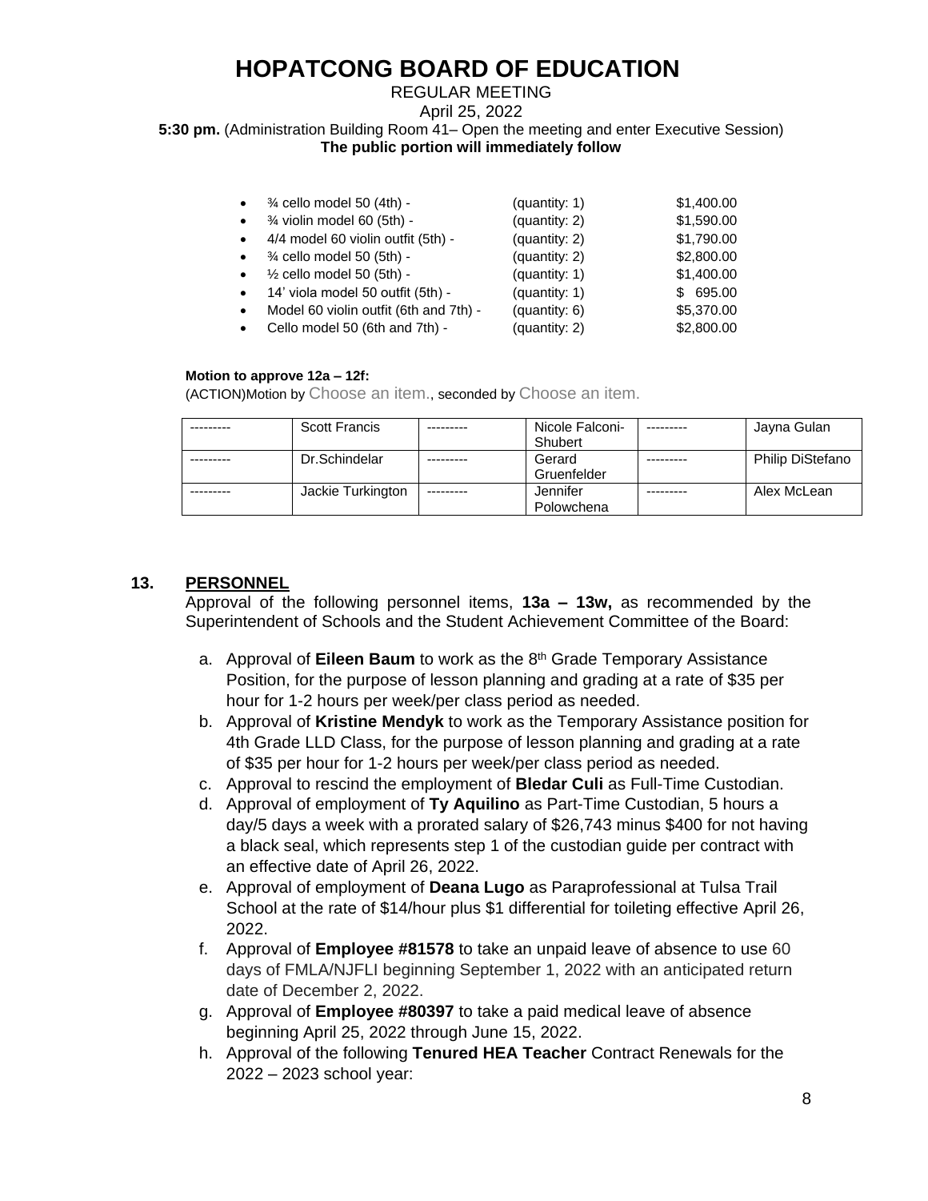# HOPATCONG BOARD OF EDUCATION

REGULAR MEETING

April 25, 2022

**5:30 pm.** (Administration Building Room 41– Open the meeting and enter Executive Session)

**The public portion will immediately follow**

- ¾ cello model 50 (4th) - (quantity: 1) $1,400.00
- ¾ violin model 60 (5th) - (quantity: 2) $1,590.00
- 4/4 model 60 violin outfit (5th) - (quantity: 2) $1,790.00
- ¾ cello model 50 (5th) - (quantity: 2) $2,800.00
- ½ cello model 50 (5th) - (quantity: 1) $1,400.00
- 14' viola model 50 outfit (5th) - (quantity: 1) $ 695.00
- Model 60 violin outfit (6th and 7th) - (quantity: 6) $5,370.00
- Cello model 50 (6th and 7th) - (quantity: 2) $2,800.00

**Motion to approve 12a – 12f:**

(ACTION)Motion by Choose an item., seconded by Choose an item.

| | | | | | |
|---|---|---|---|---|---|
| --------- | Scott Francis | --------- | Nicole Falconi-Shubert | --------- | Jayna Gulan |
| --------- | Dr.Schindelar | --------- | Gerard Gruenfelder | --------- | Philip DiStefano |
| --------- | Jackie Turkington | --------- | Jennifer Polowchena | --------- | Alex McLean |

## 13. PERSONNEL

Approval of the following personnel items, **13a – 13w,** as recommended by the Superintendent of Schools and the Student Achievement Committee of the Board:

a. Approval of **Eileen Baum** to work as the 8th Grade Temporary Assistance Position, for the purpose of lesson planning and grading at a rate of $35 per hour for 1-2 hours per week/per class period as needed.

b. Approval of **Kristine Mendyk** to work as the Temporary Assistance position for 4th Grade LLD Class, for the purpose of lesson planning and grading at a rate of $35 per hour for 1-2 hours per week/per class period as needed.

c. Approval to rescind the employment of **Bledar Culi** as Full-Time Custodian.

d. Approval of employment of **Ty Aquilino** as Part-Time Custodian, 5 hours a day/5 days a week with a prorated salary of $26,743 minus $400 for not having a black seal, which represents step 1 of the custodian guide per contract with an effective date of April 26, 2022.

e. Approval of employment of **Deana Lugo** as Paraprofessional at Tulsa Trail School at the rate of $14/hour plus $1 differential for toileting effective April 26, 2022.

f. Approval of **Employee #81578** to take an unpaid leave of absence to use 60 days of FMLA/NJFLI beginning September 1, 2022 with an anticipated return date of December 2, 2022.

g. Approval of **Employee #80397** to take a paid medical leave of absence beginning April 25, 2022 through June 15, 2022.

h. Approval of the following **Tenured HEA Teacher** Contract Renewals for the 2022 – 2023 school year: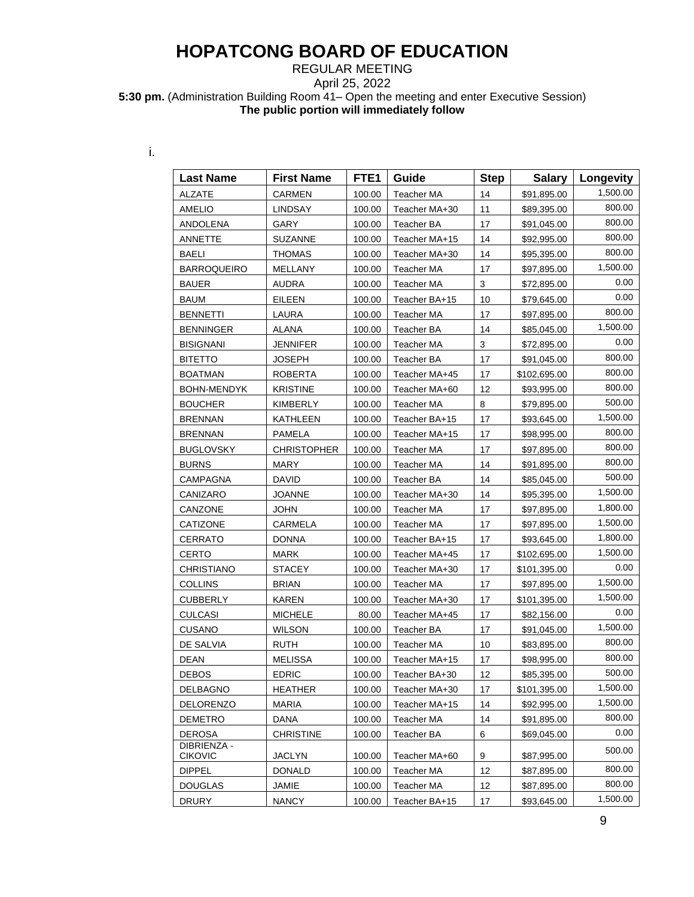# HOPATCONG BOARD OF EDUCATION

REGULAR MEETING

April 25, 2022

**5:30 pm.** (Administration Building Room 41– Open the meeting and enter Executive Session)

**The public portion will immediately follow**

i.

| Last Name | First Name | FTE1 | Guide | Step | Salary | Longevity |
|---|---|---|---|---|---|---|
| ALZATE | CARMEN | 100.00 | Teacher MA | 14 | $91,895.00 | 1,500.00 |
| AMELIO | LINDSAY | 100.00 | Teacher MA+30 | 11 | $89,395.00 | 800.00 |
| ANDOLENA | GARY | 100.00 | Teacher BA | 17 | $91,045.00 | 800.00 |
| ANNETTE | SUZANNE | 100.00 | Teacher MA+15 | 14 | $92,995.00 | 800.00 |
| BAELI | THOMAS | 100.00 | Teacher MA+30 | 14 | $95,395.00 | 800.00 |
| BARROQUEIRO | MELLANY | 100.00 | Teacher MA | 17 | $97,895.00 | 1,500.00 |
| BAUER | AUDRA | 100.00 | Teacher MA | 3 | $72,895.00 | 0.00 |
| BAUM | EILEEN | 100.00 | Teacher BA+15 | 10 | $79,645.00 | 0.00 |
| BENNETTI | LAURA | 100.00 | Teacher MA | 17 | $97,895.00 | 800.00 |
| BENNINGER | ALANA | 100.00 | Teacher BA | 14 | $85,045.00 | 1,500.00 |
| BISIGNANI | JENNIFER | 100.00 | Teacher MA | 3 | $72,895.00 | 0.00 |
| BITETTO | JOSEPH | 100.00 | Teacher BA | 17 | $91,045.00 | 800.00 |
| BOATMAN | ROBERTA | 100.00 | Teacher MA+45 | 17 | $102,695.00 | 800.00 |
| BOHN-MENDYK | KRISTINE | 100.00 | Teacher MA+60 | 12 | $93,995.00 | 800.00 |
| BOUCHER | KIMBERLY | 100.00 | Teacher MA | 8 | $79,895.00 | 500.00 |
| BRENNAN | KATHLEEN | 100.00 | Teacher BA+15 | 17 | $93,645.00 | 1,500.00 |
| BRENNAN | PAMELA | 100.00 | Teacher MA+15 | 17 | $98,995.00 | 800.00 |
| BUGLOVSKY | CHRISTOPHER | 100.00 | Teacher MA | 17 | $97,895.00 | 800.00 |
| BURNS | MARY | 100.00 | Teacher MA | 14 | $91,895.00 | 800.00 |
| CAMPAGNA | DAVID | 100.00 | Teacher BA | 14 | $85,045.00 | 500.00 |
| CANIZARO | JOANNE | 100.00 | Teacher MA+30 | 14 | $95,395.00 | 1,500.00 |
| CANZONE | JOHN | 100.00 | Teacher MA | 17 | $97,895.00 | 1,800.00 |
| CATIZONE | CARMELA | 100.00 | Teacher MA | 17 | $97,895.00 | 1,500.00 |
| CERRATO | DONNA | 100.00 | Teacher BA+15 | 17 | $93,645.00 | 1,800.00 |
| CERTO | MARK | 100.00 | Teacher MA+45 | 17 | $102,695.00 | 1,500.00 |
| CHRISTIANO | STACEY | 100.00 | Teacher MA+30 | 17 | $101,395.00 | 0.00 |
| COLLINS | BRIAN | 100.00 | Teacher MA | 17 | $97,895.00 | 1,500.00 |
| CUBBERLY | KAREN | 100.00 | Teacher MA+30 | 17 | $101,395.00 | 1,500.00 |
| CULCASI | MICHELE | 80.00 | Teacher MA+45 | 17 | $82,156.00 | 0.00 |
| CUSANO | WILSON | 100.00 | Teacher BA | 17 | $91,045.00 | 1,500.00 |
| DE SALVIA | RUTH | 100.00 | Teacher MA | 10 | $83,895.00 | 800.00 |
| DEAN | MELISSA | 100.00 | Teacher MA+15 | 17 | $98,995.00 | 800.00 |
| DEBOS | EDRIC | 100.00 | Teacher BA+30 | 12 | $85,395.00 | 500.00 |
| DELBAGNO | HEATHER | 100.00 | Teacher MA+30 | 17 | $101,395.00 | 1,500.00 |
| DELORENZO | MARIA | 100.00 | Teacher MA+15 | 14 | $92,995.00 | 1,500.00 |
| DEMETRO | DANA | 100.00 | Teacher MA | 14 | $91,895.00 | 800.00 |
| DEROSA | CHRISTINE | 100.00 | Teacher BA | 6 | $69,045.00 | 0.00 |
| DIBRIENZA - CIKOVIC | JACLYN | 100.00 | Teacher MA+60 | 9 | $87,995.00 | 500.00 |
| DIPPEL | DONALD | 100.00 | Teacher MA | 12 | $87,895.00 | 800.00 |
| DOUGLAS | JAMIE | 100.00 | Teacher MA | 12 | $87,895.00 | 800.00 |
| DRURY | NANCY | 100.00 | Teacher BA+15 | 17 | $93,645.00 | 1,500.00 |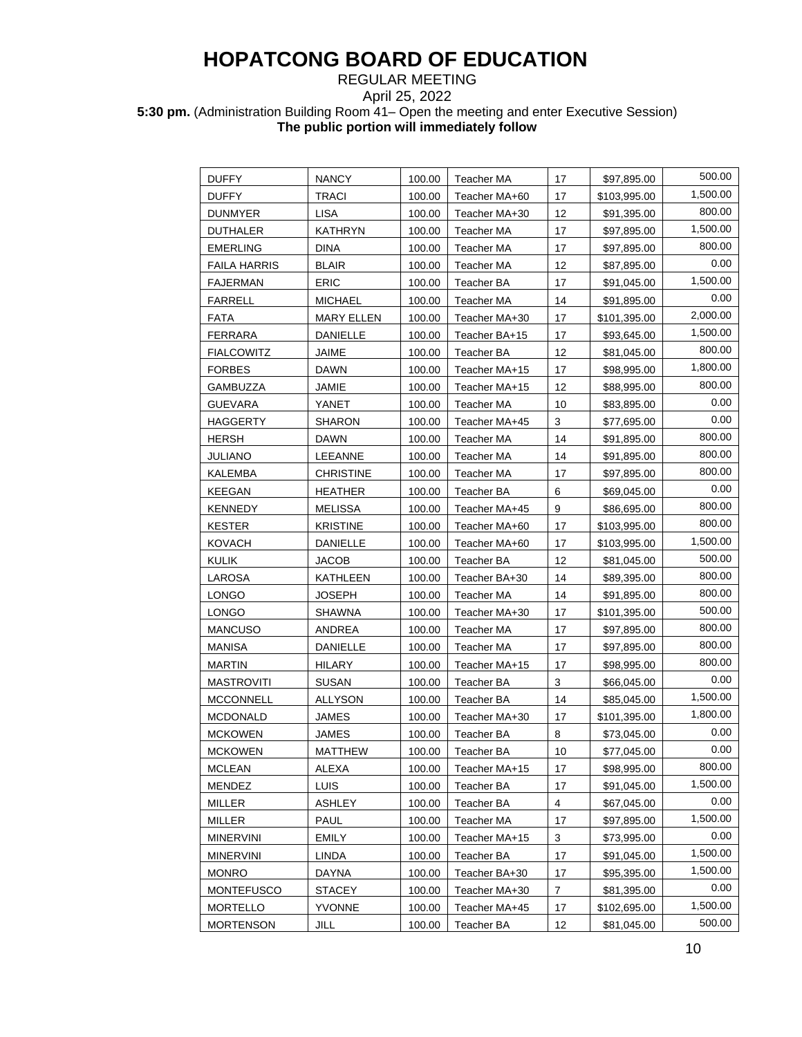# HOPATCONG BOARD OF EDUCATION

REGULAR MEETING

April 25, 2022

**5:30 pm.** (Administration Building Room 41– Open the meeting and enter Executive Session)

**The public portion will immediately follow**

| | | | | | | |
|---|---|---|---|---|---|---|
| DUFFY | NANCY | 100.00 | Teacher MA | 17 | $97,895.00 | 500.00 |
| DUFFY | TRACI | 100.00 | Teacher MA+60 | 17 | $103,995.00 | 1,500.00 |
| DUNMYER | LISA | 100.00 | Teacher MA+30 | 12 | $91,395.00 | 800.00 |
| DUTHALER | KATHRYN | 100.00 | Teacher MA | 17 | $97,895.00 | 1,500.00 |
| EMERLING | DINA | 100.00 | Teacher MA | 17 | $97,895.00 | 800.00 |
| FAILA HARRIS | BLAIR | 100.00 | Teacher MA | 12 | $87,895.00 | 0.00 |
| FAJERMAN | ERIC | 100.00 | Teacher BA | 17 | $91,045.00 | 1,500.00 |
| FARRELL | MICHAEL | 100.00 | Teacher MA | 14 | $91,895.00 | 0.00 |
| FATA | MARY ELLEN | 100.00 | Teacher MA+30 | 17 | $101,395.00 | 2,000.00 |
| FERRARA | DANIELLE | 100.00 | Teacher BA+15 | 17 | $93,645.00 | 1,500.00 |
| FIALCOWITZ | JAIME | 100.00 | Teacher BA | 12 | $81,045.00 | 800.00 |
| FORBES | DAWN | 100.00 | Teacher MA+15 | 17 | $98,995.00 | 1,800.00 |
| GAMBUZZA | JAMIE | 100.00 | Teacher MA+15 | 12 | $88,995.00 | 800.00 |
| GUEVARA | YANET | 100.00 | Teacher MA | 10 | $83,895.00 | 0.00 |
| HAGGERTY | SHARON | 100.00 | Teacher MA+45 | 3 | $77,695.00 | 0.00 |
| HERSH | DAWN | 100.00 | Teacher MA | 14 | $91,895.00 | 800.00 |
| JULIANO | LEEANNE | 100.00 | Teacher MA | 14 | $91,895.00 | 800.00 |
| KALEMBA | CHRISTINE | 100.00 | Teacher MA | 17 | $97,895.00 | 800.00 |
| KEEGAN | HEATHER | 100.00 | Teacher BA | 6 | $69,045.00 | 0.00 |
| KENNEDY | MELISSA | 100.00 | Teacher MA+45 | 9 | $86,695.00 | 800.00 |
| KESTER | KRISTINE | 100.00 | Teacher MA+60 | 17 | $103,995.00 | 800.00 |
| KOVACH | DANIELLE | 100.00 | Teacher MA+60 | 17 | $103,995.00 | 1,500.00 |
| KULIK | JACOB | 100.00 | Teacher BA | 12 | $81,045.00 | 500.00 |
| LAROSA | KATHLEEN | 100.00 | Teacher BA+30 | 14 | $89,395.00 | 800.00 |
| LONGO | JOSEPH | 100.00 | Teacher MA | 14 | $91,895.00 | 800.00 |
| LONGO | SHAWNA | 100.00 | Teacher MA+30 | 17 | $101,395.00 | 500.00 |
| MANCUSO | ANDREA | 100.00 | Teacher MA | 17 | $97,895.00 | 800.00 |
| MANISA | DANIELLE | 100.00 | Teacher MA | 17 | $97,895.00 | 800.00 |
| MARTIN | HILARY | 100.00 | Teacher MA+15 | 17 | $98,995.00 | 800.00 |
| MASTROVITI | SUSAN | 100.00 | Teacher BA | 3 | $66,045.00 | 0.00 |
| MCCONNELL | ALLYSON | 100.00 | Teacher BA | 14 | $85,045.00 | 1,500.00 |
| MCDONALD | JAMES | 100.00 | Teacher MA+30 | 17 | $101,395.00 | 1,800.00 |
| MCKOWEN | JAMES | 100.00 | Teacher BA | 8 | $73,045.00 | 0.00 |
| MCKOWEN | MATTHEW | 100.00 | Teacher BA | 10 | $77,045.00 | 0.00 |
| MCLEAN | ALEXA | 100.00 | Teacher MA+15 | 17 | $98,995.00 | 800.00 |
| MENDEZ | LUIS | 100.00 | Teacher BA | 17 | $91,045.00 | 1,500.00 |
| MILLER | ASHLEY | 100.00 | Teacher BA | 4 | $67,045.00 | 0.00 |
| MILLER | PAUL | 100.00 | Teacher MA | 17 | $97,895.00 | 1,500.00 |
| MINERVINI | EMILY | 100.00 | Teacher MA+15 | 3 | $73,995.00 | 0.00 |
| MINERVINI | LINDA | 100.00 | Teacher BA | 17 | $91,045.00 | 1,500.00 |
| MONRO | DAYNA | 100.00 | Teacher BA+30 | 17 | $95,395.00 | 1,500.00 |
| MONTEFUSCO | STACEY | 100.00 | Teacher MA+30 | 7 | $81,395.00 | 0.00 |
| MORTELLO | YVONNE | 100.00 | Teacher MA+45 | 17 | $102,695.00 | 1,500.00 |
| MORTENSON | JILL | 100.00 | Teacher BA | 12 | $81,045.00 | 500.00 |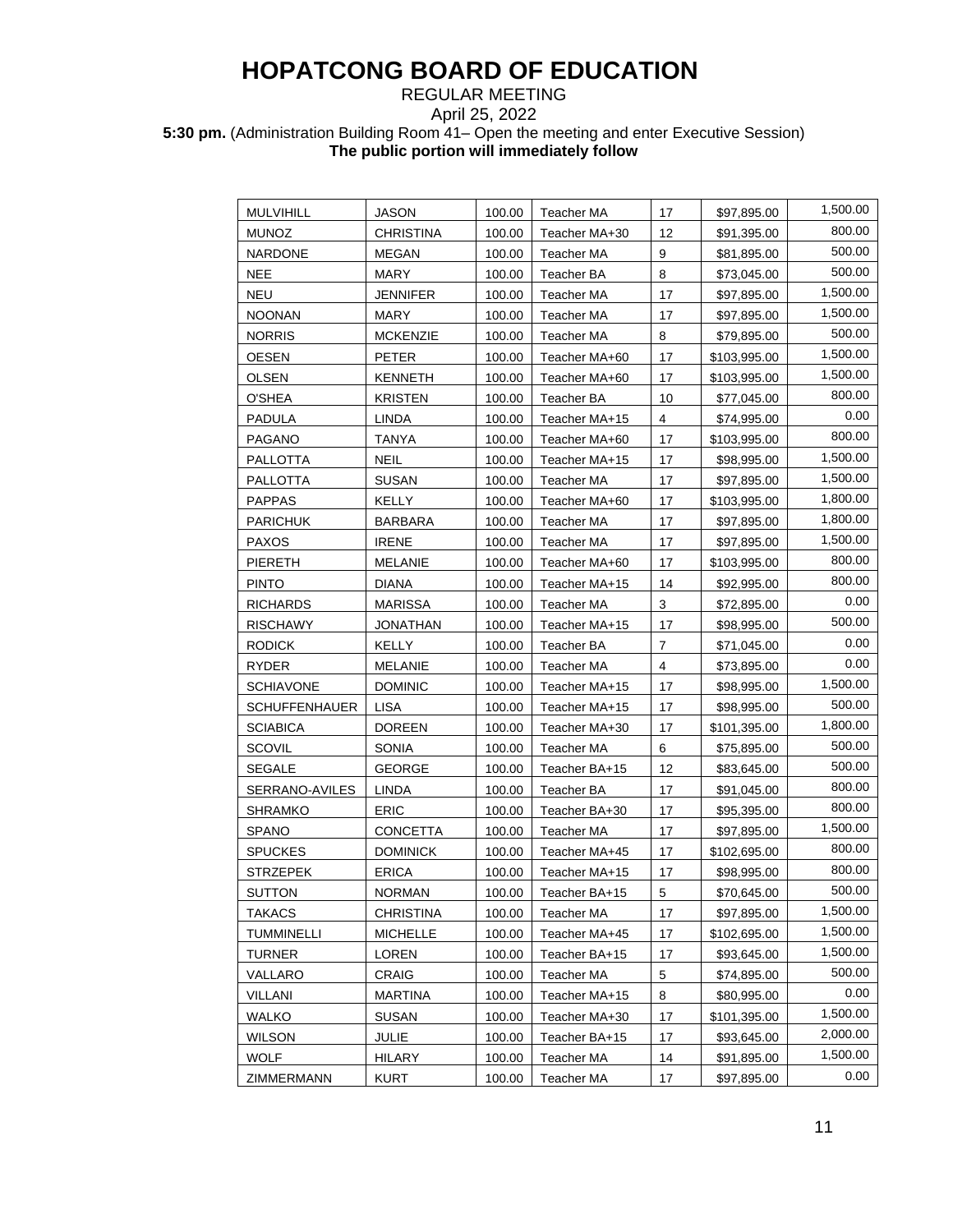# HOPATCONG BOARD OF EDUCATION

REGULAR MEETING

April 25, 2022

**5:30 pm.** (Administration Building Room 41– Open the meeting and enter Executive Session)

**The public portion will immediately follow**

| | | | | | | |
|---|---|---|---|---|---|---|
| MULVIHILL | JASON | 100.00 | Teacher MA | 17 | $97,895.00 | 1,500.00 |
| MUNOZ | CHRISTINA | 100.00 | Teacher MA+30 | 12 | $91,395.00 | 800.00 |
| NARDONE | MEGAN | 100.00 | Teacher MA | 9 | $81,895.00 | 500.00 |
| NEE | MARY | 100.00 | Teacher BA | 8 | $73,045.00 | 500.00 |
| NEU | JENNIFER | 100.00 | Teacher MA | 17 | $97,895.00 | 1,500.00 |
| NOONAN | MARY | 100.00 | Teacher MA | 17 | $97,895.00 | 1,500.00 |
| NORRIS | MCKENZIE | 100.00 | Teacher MA | 8 | $79,895.00 | 500.00 |
| OESEN | PETER | 100.00 | Teacher MA+60 | 17 | $103,995.00 | 1,500.00 |
| OLSEN | KENNETH | 100.00 | Teacher MA+60 | 17 | $103,995.00 | 1,500.00 |
| O'SHEA | KRISTEN | 100.00 | Teacher BA | 10 | $77,045.00 | 800.00 |
| PADULA | LINDA | 100.00 | Teacher MA+15 | 4 | $74,995.00 | 0.00 |
| PAGANO | TANYA | 100.00 | Teacher MA+60 | 17 | $103,995.00 | 800.00 |
| PALLOTTA | NEIL | 100.00 | Teacher MA+15 | 17 | $98,995.00 | 1,500.00 |
| PALLOTTA | SUSAN | 100.00 | Teacher MA | 17 | $97,895.00 | 1,500.00 |
| PAPPAS | KELLY | 100.00 | Teacher MA+60 | 17 | $103,995.00 | 1,800.00 |
| PARICHUK | BARBARA | 100.00 | Teacher MA | 17 | $97,895.00 | 1,800.00 |
| PAXOS | IRENE | 100.00 | Teacher MA | 17 | $97,895.00 | 1,500.00 |
| PIERETH | MELANIE | 100.00 | Teacher MA+60 | 17 | $103,995.00 | 800.00 |
| PINTO | DIANA | 100.00 | Teacher MA+15 | 14 | $92,995.00 | 800.00 |
| RICHARDS | MARISSA | 100.00 | Teacher MA | 3 | $72,895.00 | 0.00 |
| RISCHAWY | JONATHAN | 100.00 | Teacher MA+15 | 17 | $98,995.00 | 500.00 |
| RODICK | KELLY | 100.00 | Teacher BA | 7 | $71,045.00 | 0.00 |
| RYDER | MELANIE | 100.00 | Teacher MA | 4 | $73,895.00 | 0.00 |
| SCHIAVONE | DOMINIC | 100.00 | Teacher MA+15 | 17 | $98,995.00 | 1,500.00 |
| SCHUFFENHAUER | LISA | 100.00 | Teacher MA+15 | 17 | $98,995.00 | 500.00 |
| SCIABICA | DOREEN | 100.00 | Teacher MA+30 | 17 | $101,395.00 | 1,800.00 |
| SCOVIL | SONIA | 100.00 | Teacher MA | 6 | $75,895.00 | 500.00 |
| SEGALE | GEORGE | 100.00 | Teacher BA+15 | 12 | $83,645.00 | 500.00 |
| SERRANO-AVILES | LINDA | 100.00 | Teacher BA | 17 | $91,045.00 | 800.00 |
| SHRAMKO | ERIC | 100.00 | Teacher BA+30 | 17 | $95,395.00 | 800.00 |
| SPANO | CONCETTA | 100.00 | Teacher MA | 17 | $97,895.00 | 1,500.00 |
| SPUCKES | DOMINICK | 100.00 | Teacher MA+45 | 17 | $102,695.00 | 800.00 |
| STRZEPEK | ERICA | 100.00 | Teacher MA+15 | 17 | $98,995.00 | 800.00 |
| SUTTON | NORMAN | 100.00 | Teacher BA+15 | 5 | $70,645.00 | 500.00 |
| TAKACS | CHRISTINA | 100.00 | Teacher MA | 17 | $97,895.00 | 1,500.00 |
| TUMMINELLI | MICHELLE | 100.00 | Teacher MA+45 | 17 | $102,695.00 | 1,500.00 |
| TURNER | LOREN | 100.00 | Teacher BA+15 | 17 | $93,645.00 | 1,500.00 |
| VALLARO | CRAIG | 100.00 | Teacher MA | 5 | $74,895.00 | 500.00 |
| VILLANI | MARTINA | 100.00 | Teacher MA+15 | 8 | $80,995.00 | 0.00 |
| WALKO | SUSAN | 100.00 | Teacher MA+30 | 17 | $101,395.00 | 1,500.00 |
| WILSON | JULIE | 100.00 | Teacher BA+15 | 17 | $93,645.00 | 2,000.00 |
| WOLF | HILARY | 100.00 | Teacher MA | 14 | $91,895.00 | 1,500.00 |
| ZIMMERMANN | KURT | 100.00 | Teacher MA | 17 | $97,895.00 | 0.00 |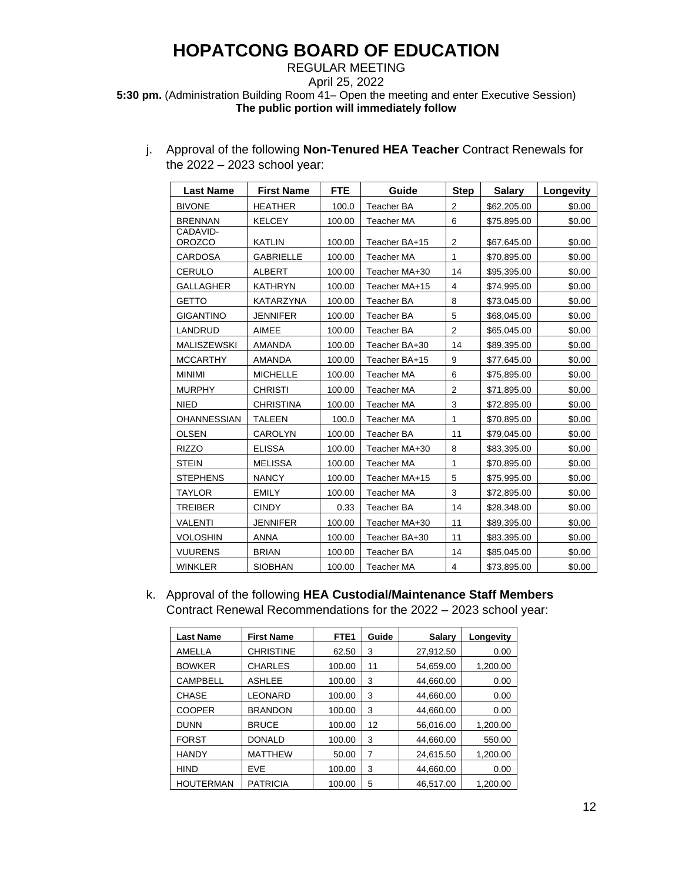# HOPATCONG BOARD OF EDUCATION

REGULAR MEETING

April 25, 2022

**5:30 pm.** (Administration Building Room 41– Open the meeting and enter Executive Session)

**The public portion will immediately follow**

j. Approval of the following **Non-Tenured HEA Teacher** Contract Renewals for the 2022 – 2023 school year:

| Last Name | First Name | FTE | Guide | Step | Salary | Longevity |
|---|---|---|---|---|---|---|
| BIVONE | HEATHER | 100.0 | Teacher BA | 2 | $62,205.00 | $0.00 |
| BRENNAN | KELCEY | 100.00 | Teacher MA | 6 | $75,895.00 | $0.00 |
| CADAVID-OROZCO | KATLIN | 100.00 | Teacher BA+15 | 2 | $67,645.00 | $0.00 |
| CARDOSA | GABRIELLE | 100.00 | Teacher MA | 1 | $70,895.00 | $0.00 |
| CERULO | ALBERT | 100.00 | Teacher MA+30 | 14 | $95,395.00 | $0.00 |
| GALLAGHER | KATHRYN | 100.00 | Teacher MA+15 | 4 | $74,995.00 | $0.00 |
| GETTO | KATARZYNA | 100.00 | Teacher BA | 8 | $73,045.00 | $0.00 |
| GIGANTINO | JENNIFER | 100.00 | Teacher BA | 5 | $68,045.00 | $0.00 |
| LANDRUD | AIMEE | 100.00 | Teacher BA | 2 | $65,045.00 | $0.00 |
| MALISZEWSKI | AMANDA | 100.00 | Teacher BA+30 | 14 | $89,395.00 | $0.00 |
| MCCARTHY | AMANDA | 100.00 | Teacher BA+15 | 9 | $77,645.00 | $0.00 |
| MINIMI | MICHELLE | 100.00 | Teacher MA | 6 | $75,895.00 | $0.00 |
| MURPHY | CHRISTI | 100.00 | Teacher MA | 2 | $71,895.00 | $0.00 |
| NIED | CHRISTINA | 100.00 | Teacher MA | 3 | $72,895.00 | $0.00 |
| OHANNESSIAN | TALEEN | 100.0 | Teacher MA | 1 | $70,895.00 | $0.00 |
| OLSEN | CAROLYN | 100.00 | Teacher BA | 11 | $79,045.00 | $0.00 |
| RIZZO | ELISSA | 100.00 | Teacher MA+30 | 8 | $83,395.00 | $0.00 |
| STEIN | MELISSA | 100.00 | Teacher MA | 1 | $70,895.00 | $0.00 |
| STEPHENS | NANCY | 100.00 | Teacher MA+15 | 5 | $75,995.00 | $0.00 |
| TAYLOR | EMILY | 100.00 | Teacher MA | 3 | $72,895.00 | $0.00 |
| TREIBER | CINDY | 0.33 | Teacher BA | 14 | $28,348.00 | $0.00 |
| VALENTI | JENNIFER | 100.00 | Teacher MA+30 | 11 | $89,395.00 | $0.00 |
| VOLOSHIN | ANNA | 100.00 | Teacher BA+30 | 11 | $83,395.00 | $0.00 |
| VUURENS | BRIAN | 100.00 | Teacher BA | 14 | $85,045.00 | $0.00 |
| WINKLER | SIOBHAN | 100.00 | Teacher MA | 4 | $73,895.00 | $0.00 |

k. Approval of the following **HEA Custodial/Maintenance Staff Members** Contract Renewal Recommendations for the 2022 – 2023 school year:

| Last Name | First Name | FTE1 | Guide | Salary | Longevity |
|---|---|---|---|---|---|
| AMELLA | CHRISTINE | 62.50 | 3 | 27,912.50 | 0.00 |
| BOWKER | CHARLES | 100.00 | 11 | 54,659.00 | 1,200.00 |
| CAMPBELL | ASHLEE | 100.00 | 3 | 44,660.00 | 0.00 |
| CHASE | LEONARD | 100.00 | 3 | 44,660.00 | 0.00 |
| COOPER | BRANDON | 100.00 | 3 | 44,660.00 | 0.00 |
| DUNN | BRUCE | 100.00 | 12 | 56,016.00 | 1,200.00 |
| FORST | DONALD | 100.00 | 3 | 44,660.00 | 550.00 |
| HANDY | MATTHEW | 50.00 | 7 | 24,615.50 | 1,200.00 |
| HIND | EVE | 100.00 | 3 | 44,660.00 | 0.00 |
| HOUTERMAN | PATRICIA | 100.00 | 5 | 46,517.00 | 1,200.00 |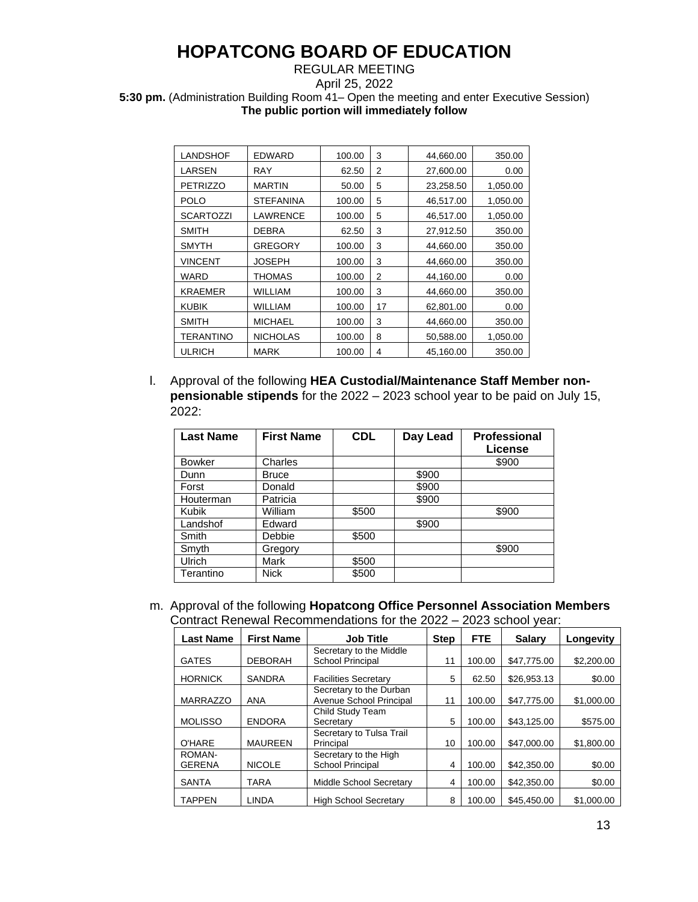# HOPATCONG BOARD OF EDUCATION

REGULAR MEETING
April 25, 2022
**5:30 pm.** (Administration Building Room 41– Open the meeting and enter Executive Session)
**The public portion will immediately follow**

| | | | | | |
|---|---|---|---|---|---|
| LANDSHOF | EDWARD | 100.00 | 3 | 44,660.00 | 350.00 |
| LARSEN | RAY | 62.50 | 2 | 27,600.00 | 0.00 |
| PETRIZZO | MARTIN | 50.00 | 5 | 23,258.50 | 1,050.00 |
| POLO | STEFANINA | 100.00 | 5 | 46,517.00 | 1,050.00 |
| SCARTOZZI | LAWRENCE | 100.00 | 5 | 46,517.00 | 1,050.00 |
| SMITH | DEBRA | 62.50 | 3 | 27,912.50 | 350.00 |
| SMYTH | GREGORY | 100.00 | 3 | 44,660.00 | 350.00 |
| VINCENT | JOSEPH | 100.00 | 3 | 44,660.00 | 350.00 |
| WARD | THOMAS | 100.00 | 2 | 44,160.00 | 0.00 |
| KRAEMER | WILLIAM | 100.00 | 3 | 44,660.00 | 350.00 |
| KUBIK | WILLIAM | 100.00 | 17 | 62,801.00 | 0.00 |
| SMITH | MICHAEL | 100.00 | 3 | 44,660.00 | 350.00 |
| TERANTINO | NICHOLAS | 100.00 | 8 | 50,588.00 | 1,050.00 |
| ULRICH | MARK | 100.00 | 4 | 45,160.00 | 350.00 |

l. Approval of the following **HEA Custodial/Maintenance Staff Member non-pensionable stipends** for the 2022 – 2023 school year to be paid on July 15, 2022:

| Last Name | First Name | CDL | Day Lead | Professional License |
|---|---|---|---|---|
| Bowker | Charles | | | $900 |
| Dunn | Bruce | | $900 | |
| Forst | Donald | | $900 | |
| Houterman | Patricia | | $900 | |
| Kubik | William | $500 | | $900 |
| Landshof | Edward | | $900 | |
| Smith | Debbie | $500 | | |
| Smyth | Gregory | | | $900 |
| Ulrich | Mark | $500 | | |
| Terantino | Nick | $500 | | |

m. Approval of the following **Hopatcong Office Personnel Association Members** Contract Renewal Recommendations for the 2022 – 2023 school year:

| Last Name | First Name | Job Title | Step | FTE | Salary | Longevity |
|---|---|---|---|---|---|---|
| GATES | DEBORAH | Secretary to the Middle School Principal | 11 | 100.00 | $47,775.00 | $2,200.00 |
| HORNICK | SANDRA | Facilities Secretary | 5 | 62.50 | $26,953.13 | $0.00 |
| MARRAZZO | ANA | Secretary to the Durban Avenue School Principal | 11 | 100.00 | $47,775.00 | $1,000.00 |
| MOLISSO | ENDORA | Child Study Team Secretary | 5 | 100.00 | $43,125.00 | $575.00 |
| O'HARE | MAUREEN | Secretary to Tulsa Trail Principal | 10 | 100.00 | $47,000.00 | $1,800.00 |
| ROMAN-GERENA | NICOLE | Secretary to the High School Principal | 4 | 100.00 | $42,350.00 | $0.00 |
| SANTA | TARA | Middle School Secretary | 4 | 100.00 | $42,350.00 | $0.00 |
| TAPPEN | LINDA | High School Secretary | 8 | 100.00 | $45,450.00 | $1,000.00 |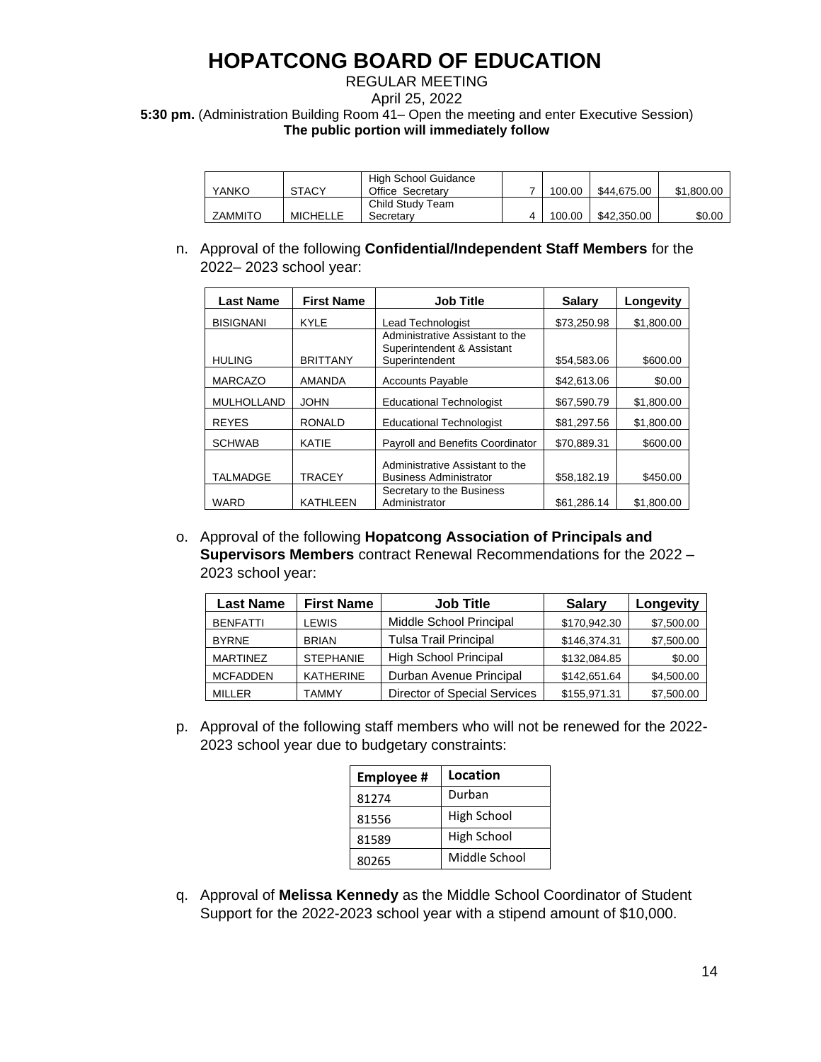# HOPATCONG BOARD OF EDUCATION

REGULAR MEETING

April 25, 2022

**5:30 pm.** (Administration Building Room 41– Open the meeting and enter Executive Session)

**The public portion will immediately follow**

| | | | | | | |
|---|---|---|---|---|---|---|
| YANKO | STACY | High School Guidance Office Secretary | 7 | 100.00 | $44,675.00 | $1,800.00 |
| ZAMMITO | MICHELLE | Child Study Team Secretary | 4 | 100.00 | $42,350.00 | $0.00 |

n. Approval of the following **Confidential/Independent Staff Members** for the 2022– 2023 school year:

| Last Name | First Name | Job Title | Salary | Longevity |
|---|---|---|---|---|
| BISIGNANI | KYLE | Lead Technologist | $73,250.98 | $1,800.00 |
| HULING | BRITTANY | Administrative Assistant to the Superintendent & Assistant Superintendent | $54,583.06 | $600.00 |
| MARCAZO | AMANDA | Accounts Payable | $42,613.06 | $0.00 |
| MULHOLLAND | JOHN | Educational Technologist | $67,590.79 | $1,800.00 |
| REYES | RONALD | Educational Technologist | $81,297.56 | $1,800.00 |
| SCHWAB | KATIE | Payroll and Benefits Coordinator | $70,889.31 | $600.00 |
| TALMADGE | TRACEY | Administrative Assistant to the Business Administrator | $58,182.19 | $450.00 |
| WARD | KATHLEEN | Secretary to the Business Administrator | $61,286.14 | $1,800.00 |

o. Approval of the following **Hopatcong Association of Principals and Supervisors Members** contract Renewal Recommendations for the 2022 – 2023 school year:

| Last Name | First Name | Job Title | Salary | Longevity |
|---|---|---|---|---|
| BENFATTI | LEWIS | Middle School Principal | $170,942.30 | $7,500.00 |
| BYRNE | BRIAN | Tulsa Trail Principal | $146,374.31 | $7,500.00 |
| MARTINEZ | STEPHANIE | High School Principal | $132,084.85 | $0.00 |
| MCFADDEN | KATHERINE | Durban Avenue Principal | $142,651.64 | $4,500.00 |
| MILLER | TAMMY | Director of Special Services | $155,971.31 | $7,500.00 |

p. Approval of the following staff members who will not be renewed for the 2022-2023 school year due to budgetary constraints:

| Employee # | Location |
|---|---|
| 81274 | Durban |
| 81556 | High School |
| 81589 | High School |
| 80265 | Middle School |

q. Approval of **Melissa Kennedy** as the Middle School Coordinator of Student Support for the 2022-2023 school year with a stipend amount of $10,000.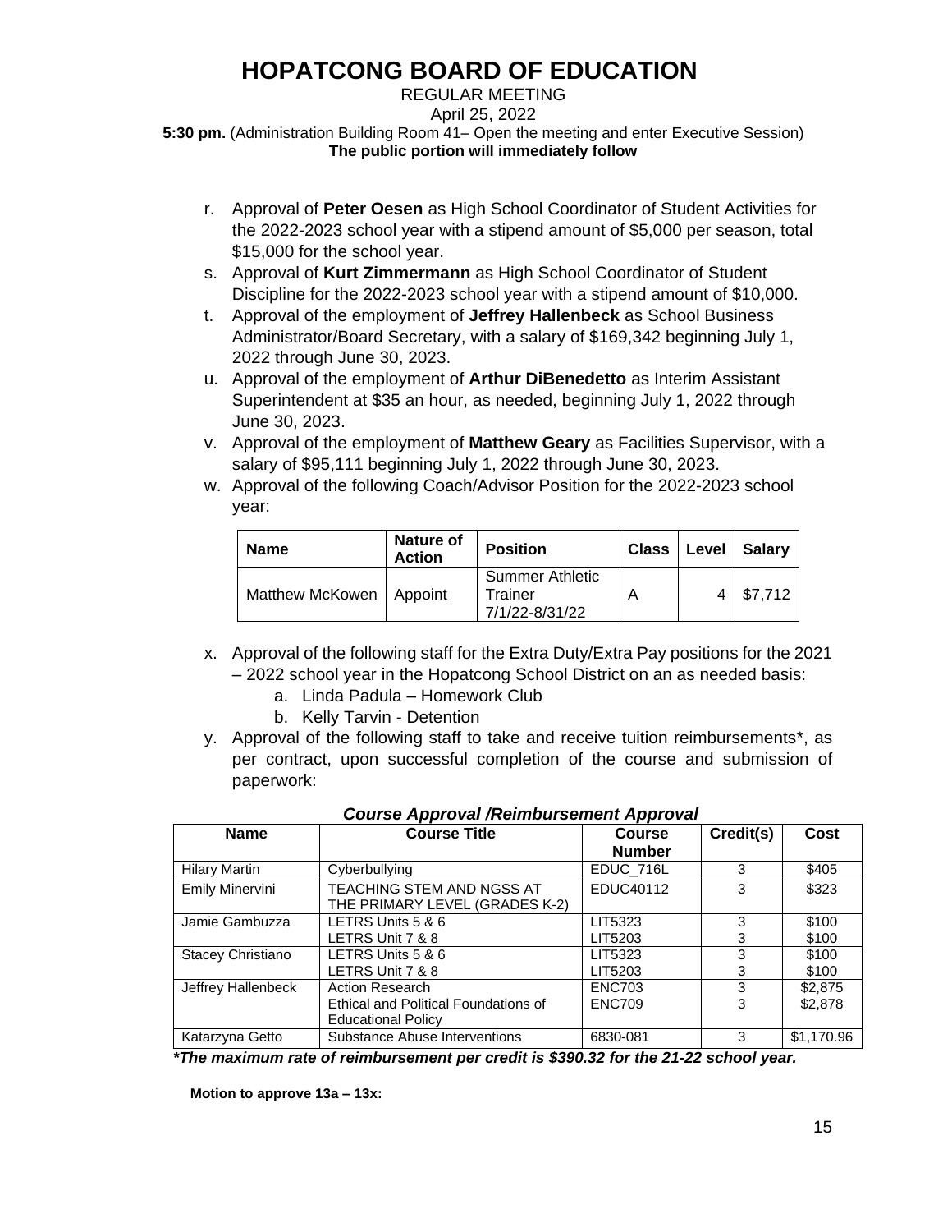# HOPATCONG BOARD OF EDUCATION

REGULAR MEETING

April 25, 2022

**5:30 pm.** (Administration Building Room 41– Open the meeting and enter Executive Session)

**The public portion will immediately follow**

r. Approval of **Peter Oesen** as High School Coordinator of Student Activities for the 2022-2023 school year with a stipend amount of $5,000 per season, total $15,000 for the school year.

s. Approval of **Kurt Zimmermann** as High School Coordinator of Student Discipline for the 2022-2023 school year with a stipend amount of $10,000.

t. Approval of the employment of **Jeffrey Hallenbeck** as School Business Administrator/Board Secretary, with a salary of $169,342 beginning July 1, 2022 through June 30, 2023.

u. Approval of the employment of **Arthur DiBenedetto** as Interim Assistant Superintendent at $35 an hour, as needed, beginning July 1, 2022 through June 30, 2023.

v. Approval of the employment of **Matthew Geary** as Facilities Supervisor, with a salary of $95,111 beginning July 1, 2022 through June 30, 2023.

w. Approval of the following Coach/Advisor Position for the 2022-2023 school year:

| Name | Nature of Action | Position | Class | Level | Salary |
|---|---|---|---|---|---|
| Matthew McKowen | Appoint | Summer Athletic Trainer 7/1/22-8/31/22 | A | 4 | $7,712 |

x. Approval of the following staff for the Extra Duty/Extra Pay positions for the 2021 – 2022 school year in the Hopatcong School District on an as needed basis:
   a. Linda Padula – Homework Club
   b. Kelly Tarvin - Detention

y. Approval of the following staff to take and receive tuition reimbursements*, as per contract, upon successful completion of the course and submission of paperwork:

***Course Approval /Reimbursement Approval***

| Name | Course Title | Course Number | Credit(s) | Cost |
|---|---|---|---|---|
| Hilary Martin | Cyberbullying | EDUC_716L | 3 | $405 |
| Emily Minervini | TEACHING STEM AND NGSS AT THE PRIMARY LEVEL (GRADES K-2) | EDUC40112 | 3 | $323 |
| Jamie Gambuzza | LETRS Units 5 & 6<br>LETRS Unit 7 & 8 | LIT5323<br>LIT5203 | 3<br>3 | $100<br>$100 |
| Stacey Christiano | LETRS Units 5 & 6<br>LETRS Unit 7 & 8 | LIT5323<br>LIT5203 | 3<br>3 | $100<br>$100 |
| Jeffrey Hallenbeck | Action Research<br>Ethical and Political Foundations of Educational Policy | ENC703<br>ENC709 | 3<br>3 | $2,875<br>$2,878 |
| Katarzyna Getto | Substance Abuse Interventions | 6830-081 | 3 | $1,170.96 |

***The maximum rate of reimbursement per credit is $390.32 for the 21-22 school year.***

**Motion to approve 13a – 13x:**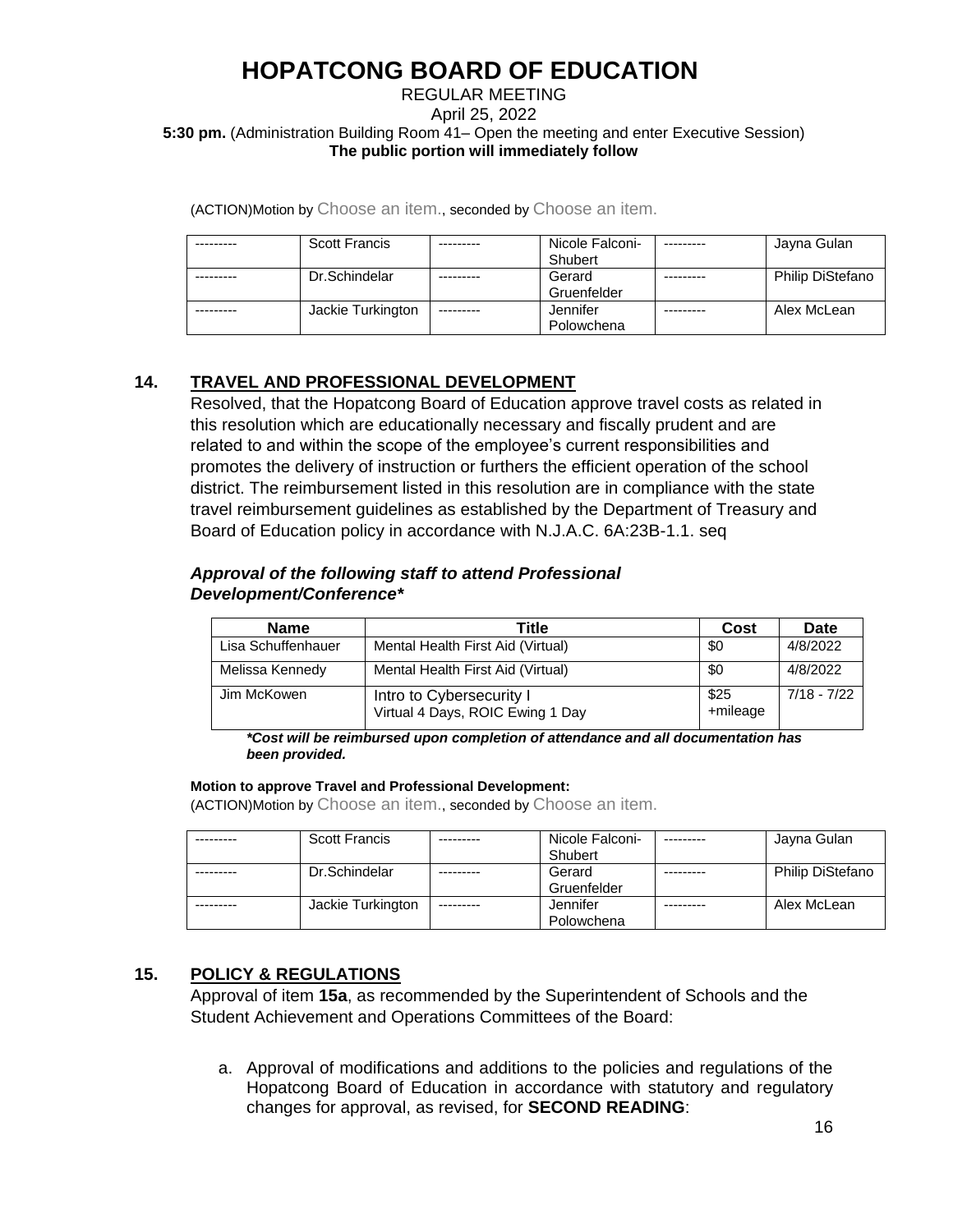# HOPATCONG BOARD OF EDUCATION

REGULAR MEETING
April 25, 2022
**5:30 pm.** (Administration Building Room 41– Open the meeting and enter Executive Session)
**The public portion will immediately follow**

(ACTION)Motion by Choose an item., seconded by Choose an item.

| | | | | | |
|---|---|---|---|---|---|
| --------- | Scott Francis | --------- | Nicole Falconi-Shubert | --------- | Jayna Gulan |
| --------- | Dr.Schindelar | --------- | Gerard Gruenfelder | --------- | Philip DiStefano |
| --------- | Jackie Turkington | --------- | Jennifer Polowchena | --------- | Alex McLean |

## 14. TRAVEL AND PROFESSIONAL DEVELOPMENT

Resolved, that the Hopatcong Board of Education approve travel costs as related in this resolution which are educationally necessary and fiscally prudent and are related to and within the scope of the employee's current responsibilities and promotes the delivery of instruction or furthers the efficient operation of the school district. The reimbursement listed in this resolution are in compliance with the state travel reimbursement guidelines as established by the Department of Treasury and Board of Education policy in accordance with N.J.A.C. 6A:23B-1.1. seq

***Approval of the following staff to attend Professional Development/Conference****

| Name | Title | Cost | Date |
|---|---|---|---|
| Lisa Schuffenhauer | Mental Health First Aid (Virtual) | $0 | 4/8/2022 |
| Melissa Kennedy | Mental Health First Aid (Virtual) | $0 | 4/8/2022 |
| Jim McKowen | Intro to Cybersecurity I<br>Virtual 4 Days, ROIC Ewing 1 Day | $25 +mileage | 7/18 - 7/22 |

***Cost will be reimbursed upon completion of attendance and all documentation has been provided.***

**Motion to approve Travel and Professional Development:**
(ACTION)Motion by Choose an item., seconded by Choose an item.

| | | | | | |
|---|---|---|---|---|---|
| --------- | Scott Francis | --------- | Nicole Falconi-Shubert | --------- | Jayna Gulan |
| --------- | Dr.Schindelar | --------- | Gerard Gruenfelder | --------- | Philip DiStefano |
| --------- | Jackie Turkington | --------- | Jennifer Polowchena | --------- | Alex McLean |

## 15. POLICY & REGULATIONS

Approval of item **15a**, as recommended by the Superintendent of Schools and the Student Achievement and Operations Committees of the Board:

a. Approval of modifications and additions to the policies and regulations of the Hopatcong Board of Education in accordance with statutory and regulatory changes for approval, as revised, for **SECOND READING**: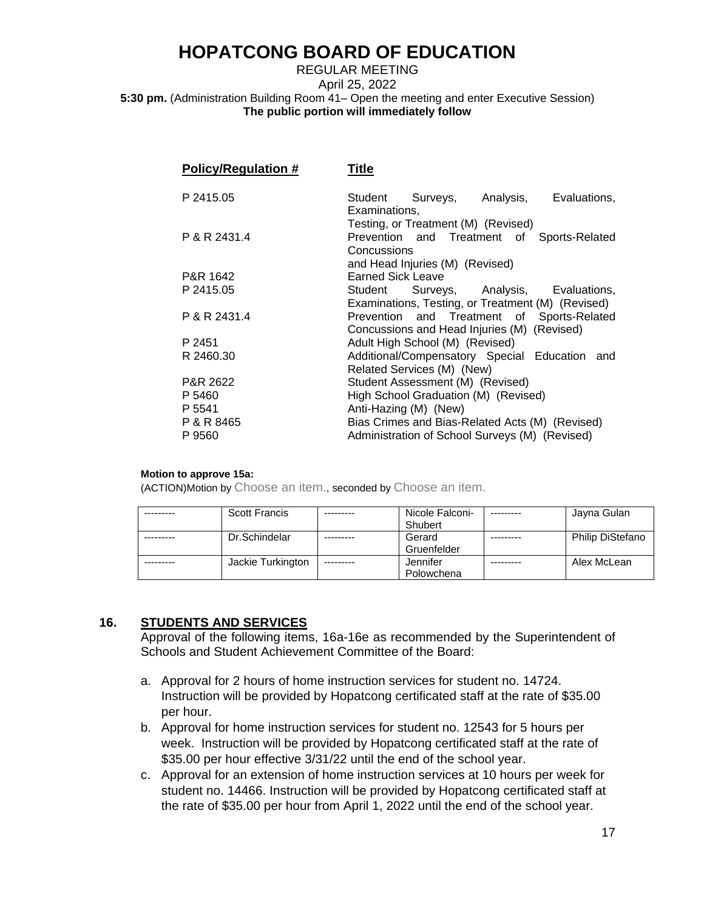# HOPATCONG BOARD OF EDUCATION

REGULAR MEETING
April 25, 2022
**5:30 pm.** (Administration Building Room 41– Open the meeting and enter Executive Session)
**The public portion will immediately follow**

| **Policy/Regulation #** | **Title** |
|---|---|
| P 2415.05 | Student Surveys, Analysis, Evaluations, Examinations, Testing, or Treatment (M) (Revised) |
| P & R 2431.4 | Prevention and Treatment of Sports-Related Concussions and Head Injuries (M) (Revised) |
| P&R 1642 | Earned Sick Leave |
| P 2415.05 | Student Surveys, Analysis, Evaluations, Examinations, Testing, or Treatment (M) (Revised) |
| P & R 2431.4 | Prevention and Treatment of Sports-Related Concussions and Head Injuries (M) (Revised) |
| P 2451 | Adult High School (M) (Revised) |
| R 2460.30 | Additional/Compensatory Special Education and Related Services (M) (New) |
| P&R 2622 | Student Assessment (M) (Revised) |
| P 5460 | High School Graduation (M) (Revised) |
| P 5541 | Anti-Hazing (M) (New) |
| P & R 8465 | Bias Crimes and Bias-Related Acts (M) (Revised) |
| P 9560 | Administration of School Surveys (M) (Revised) |

**Motion to approve 15a:**
(ACTION)Motion by Choose an item., seconded by Choose an item.

| | | | | | |
|---|---|---|---|---|---|
| --------- | Scott Francis | --------- | Nicole Falconi-Shubert | --------- | Jayna Gulan |
| --------- | Dr.Schindelar | --------- | Gerard Gruenfelder | --------- | Philip DiStefano |
| --------- | Jackie Turkington | --------- | Jennifer Polowchena | --------- | Alex McLean |

## 16. STUDENTS AND SERVICES

Approval of the following items, 16a-16e as recommended by the Superintendent of Schools and Student Achievement Committee of the Board:

a. Approval for 2 hours of home instruction services for student no. 14724. Instruction will be provided by Hopatcong certificated staff at the rate of $35.00 per hour.
b. Approval for home instruction services for student no. 12543 for 5 hours per week. Instruction will be provided by Hopatcong certificated staff at the rate of $35.00 per hour effective 3/31/22 until the end of the school year.
c. Approval for an extension of home instruction services at 10 hours per week for student no. 14466. Instruction will be provided by Hopatcong certificated staff at the rate of $35.00 per hour from April 1, 2022 until the end of the school year.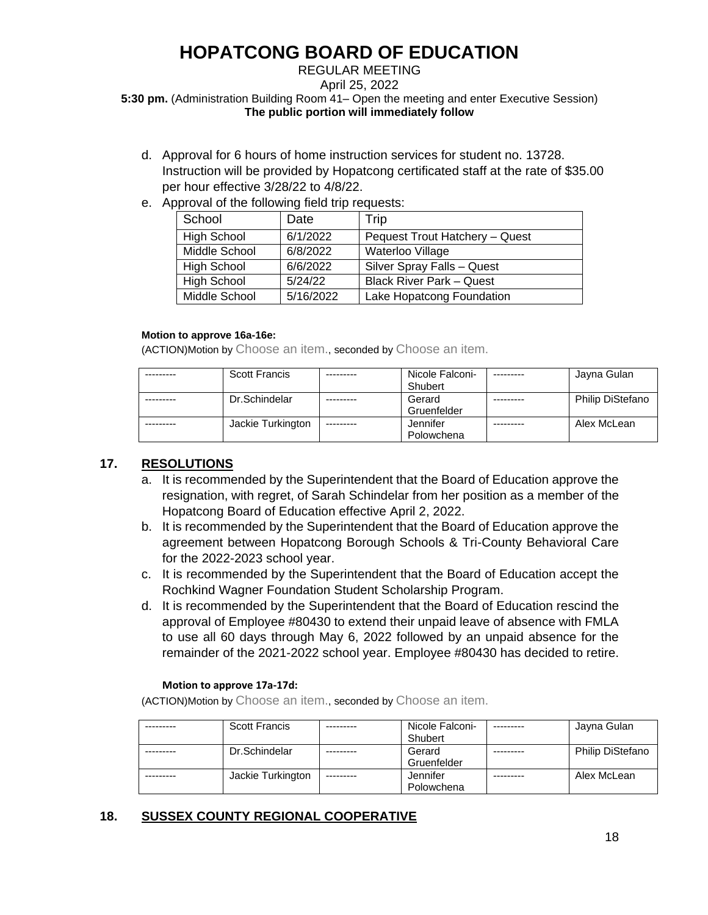# HOPATCONG BOARD OF EDUCATION

REGULAR MEETING

April 25, 2022

**5:30 pm.** (Administration Building Room 41– Open the meeting and enter Executive Session)

**The public portion will immediately follow**

d. Approval for 6 hours of home instruction services for student no. 13728. Instruction will be provided by Hopatcong certificated staff at the rate of $35.00 per hour effective 3/28/22 to 4/8/22.

e. Approval of the following field trip requests:

| School | Date | Trip |
|---|---|---|
| High School | 6/1/2022 | Pequest Trout Hatchery – Quest |
| Middle School | 6/8/2022 | Waterloo Village |
| High School | 6/6/2022 | Silver Spray Falls – Quest |
| High School | 5/24/22 | Black River Park – Quest |
| Middle School | 5/16/2022 | Lake Hopatcong Foundation |

**Motion to approve 16a-16e:**

(ACTION)Motion by Choose an item., seconded by Choose an item.

| | | | | | |
|---|---|---|---|---|---|
| --------- | Scott Francis | --------- | Nicole Falconi-Shubert | --------- | Jayna Gulan |
| --------- | Dr.Schindelar | --------- | Gerard Gruenfelder | --------- | Philip DiStefano |
| --------- | Jackie Turkington | --------- | Jennifer Polowchena | --------- | Alex McLean |

## 17. RESOLUTIONS

a. It is recommended by the Superintendent that the Board of Education approve the resignation, with regret, of Sarah Schindelar from her position as a member of the Hopatcong Board of Education effective April 2, 2022.

b. It is recommended by the Superintendent that the Board of Education approve the agreement between Hopatcong Borough Schools & Tri-County Behavioral Care for the 2022-2023 school year.

c. It is recommended by the Superintendent that the Board of Education accept the Rochkind Wagner Foundation Student Scholarship Program.

d. It is recommended by the Superintendent that the Board of Education rescind the approval of Employee #80430 to extend their unpaid leave of absence with FMLA to use all 60 days through May 6, 2022 followed by an unpaid absence for the remainder of the 2021-2022 school year. Employee #80430 has decided to retire.

**Motion to approve 17a-17d:**

(ACTION)Motion by Choose an item., seconded by Choose an item.

| | | | | | |
|---|---|---|---|---|---|
| --------- | Scott Francis | --------- | Nicole Falconi-Shubert | --------- | Jayna Gulan |
| --------- | Dr.Schindelar | --------- | Gerard Gruenfelder | --------- | Philip DiStefano |
| --------- | Jackie Turkington | --------- | Jennifer Polowchena | --------- | Alex McLean |

## 18. SUSSEX COUNTY REGIONAL COOPERATIVE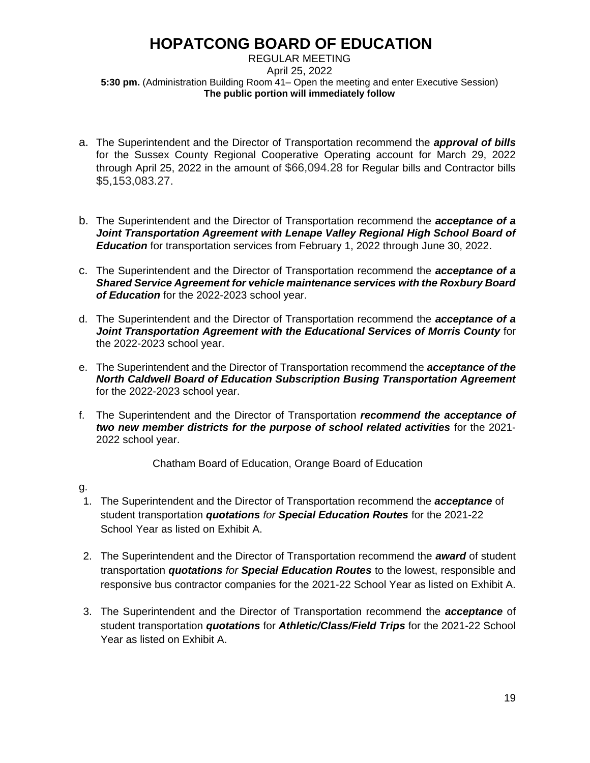# HOPATCONG BOARD OF EDUCATION

REGULAR MEETING
April 25, 2022
**5:30 pm.** (Administration Building Room 41– Open the meeting and enter Executive Session)
**The public portion will immediately follow**

a. The Superintendent and the Director of Transportation recommend the ***approval of bills*** for the Sussex County Regional Cooperative Operating account for March 29, 2022 through April 25, 2022 in the amount of $66,094.28 for Regular bills and Contractor bills $5,153,083.27.

b. The Superintendent and the Director of Transportation recommend the ***acceptance of a Joint Transportation Agreement with Lenape Valley Regional High School Board of Education*** for transportation services from February 1, 2022 through June 30, 2022.

c. The Superintendent and the Director of Transportation recommend the ***acceptance of a Shared Service Agreement for vehicle maintenance services with the Roxbury Board of Education*** for the 2022-2023 school year.

d. The Superintendent and the Director of Transportation recommend the ***acceptance of a Joint Transportation Agreement with the Educational Services of Morris County*** for the 2022-2023 school year.

e. The Superintendent and the Director of Transportation recommend the ***acceptance of the North Caldwell Board of Education Subscription Busing Transportation Agreement*** for the 2022-2023 school year.

f. The Superintendent and the Director of Transportation ***recommend the acceptance of two new member districts for the purpose of school related activities*** for the 2021-2022 school year.

Chatham Board of Education, Orange Board of Education

g.

1. The Superintendent and the Director of Transportation recommend the ***acceptance*** of student transportation ***quotations*** *for* ***Special Education Routes*** for the 2021-22 School Year as listed on Exhibit A.
2. The Superintendent and the Director of Transportation recommend the ***award*** of student transportation ***quotations*** *for* ***Special Education Routes*** to the lowest, responsible and responsive bus contractor companies for the 2021-22 School Year as listed on Exhibit A.
3. The Superintendent and the Director of Transportation recommend the ***acceptance*** of student transportation ***quotations*** for ***Athletic/Class/Field Trips*** for the 2021-22 School Year as listed on Exhibit A.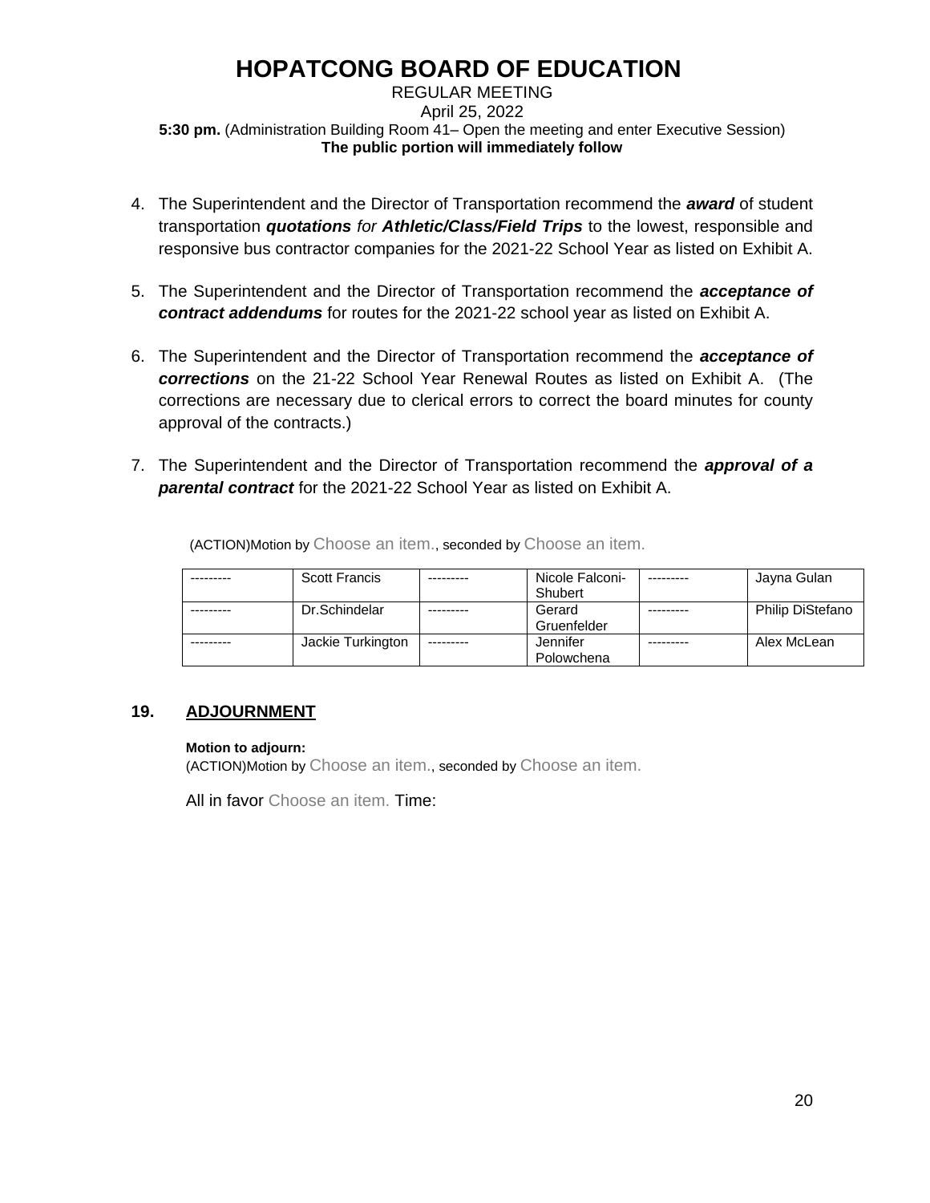# HOPATCONG BOARD OF EDUCATION

REGULAR MEETING
April 25, 2022
**5:30 pm.** (Administration Building Room 41– Open the meeting and enter Executive Session)
**The public portion will immediately follow**

4. The Superintendent and the Director of Transportation recommend the ***award*** of student transportation ***quotations*** *for* ***Athletic/Class/Field Trips*** to the lowest, responsible and responsive bus contractor companies for the 2021-22 School Year as listed on Exhibit A.

5. The Superintendent and the Director of Transportation recommend the ***acceptance of contract addendums*** for routes for the 2021-22 school year as listed on Exhibit A.

6. The Superintendent and the Director of Transportation recommend the ***acceptance of corrections*** on the 21-22 School Year Renewal Routes as listed on Exhibit A. (The corrections are necessary due to clerical errors to correct the board minutes for county approval of the contracts.)

7. The Superintendent and the Director of Transportation recommend the ***approval of a parental contract*** for the 2021-22 School Year as listed on Exhibit A.

(ACTION)Motion by Choose an item., seconded by Choose an item.

| | | | | | |
|---|---|---|---|---|---|
| --------- | Scott Francis | --------- | Nicole Falconi-Shubert | --------- | Jayna Gulan |
| --------- | Dr.Schindelar | --------- | Gerard Gruenfelder | --------- | Philip DiStefano |
| --------- | Jackie Turkington | --------- | Jennifer Polowchena | --------- | Alex McLean |

## 19. ADJOURNMENT

**Motion to adjourn:**
(ACTION)Motion by Choose an item., seconded by Choose an item.

All in favor Choose an item. Time: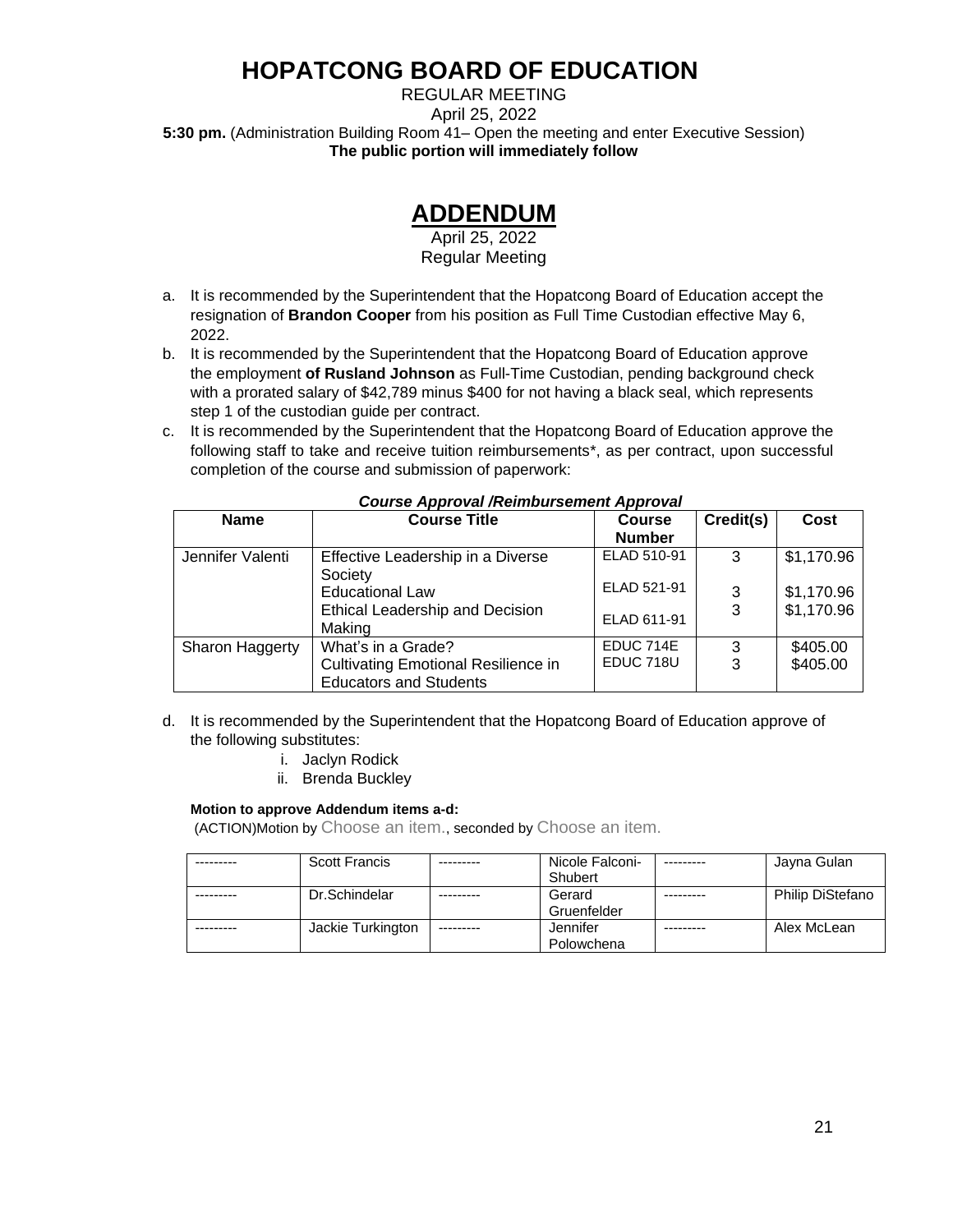# HOPATCONG BOARD OF EDUCATION

REGULAR MEETING
April 25, 2022
**5:30 pm.** (Administration Building Room 41– Open the meeting and enter Executive Session)
**The public portion will immediately follow**

## ADDENDUM

April 25, 2022
Regular Meeting

a. It is recommended by the Superintendent that the Hopatcong Board of Education accept the resignation of **Brandon Cooper** from his position as Full Time Custodian effective May 6, 2022.

b. It is recommended by the Superintendent that the Hopatcong Board of Education approve the employment **of Rusland Johnson** as Full-Time Custodian, pending background check with a prorated salary of $42,789 minus $400 for not having a black seal, which represents step 1 of the custodian guide per contract.

c. It is recommended by the Superintendent that the Hopatcong Board of Education approve the following staff to take and receive tuition reimbursements*, as per contract, upon successful completion of the course and submission of paperwork:

***Course Approval /Reimbursement Approval***

| Name | Course Title | Course Number | Credit(s) | Cost |
|---|---|---|---|---|
| Jennifer Valenti | Effective Leadership in a Diverse Society<br>Educational Law<br>Ethical Leadership and Decision Making | ELAD 510-91<br>ELAD 521-91<br>ELAD 611-91 | 3<br>3<br>3 | $1,170.96<br>$1,170.96<br>$1,170.96 |
| Sharon Haggerty | What's in a Grade?<br>Cultivating Emotional Resilience in Educators and Students | EDUC 714E<br>EDUC 718U | 3<br>3 | $405.00<br>$405.00 |

d. It is recommended by the Superintendent that the Hopatcong Board of Education approve of the following substitutes:
   i. Jaclyn Rodick
   ii. Brenda Buckley

**Motion to approve Addendum items a-d:**
(ACTION)Motion by Choose an item., seconded by Choose an item.

| | | | | | |
|---|---|---|---|---|---|
| --------- | Scott Francis | --------- | Nicole Falconi-Shubert | --------- | Jayna Gulan |
| --------- | Dr.Schindelar | --------- | Gerard Gruenfelder | --------- | Philip DiStefano |
| --------- | Jackie Turkington | --------- | Jennifer Polowchena | --------- | Alex McLean |